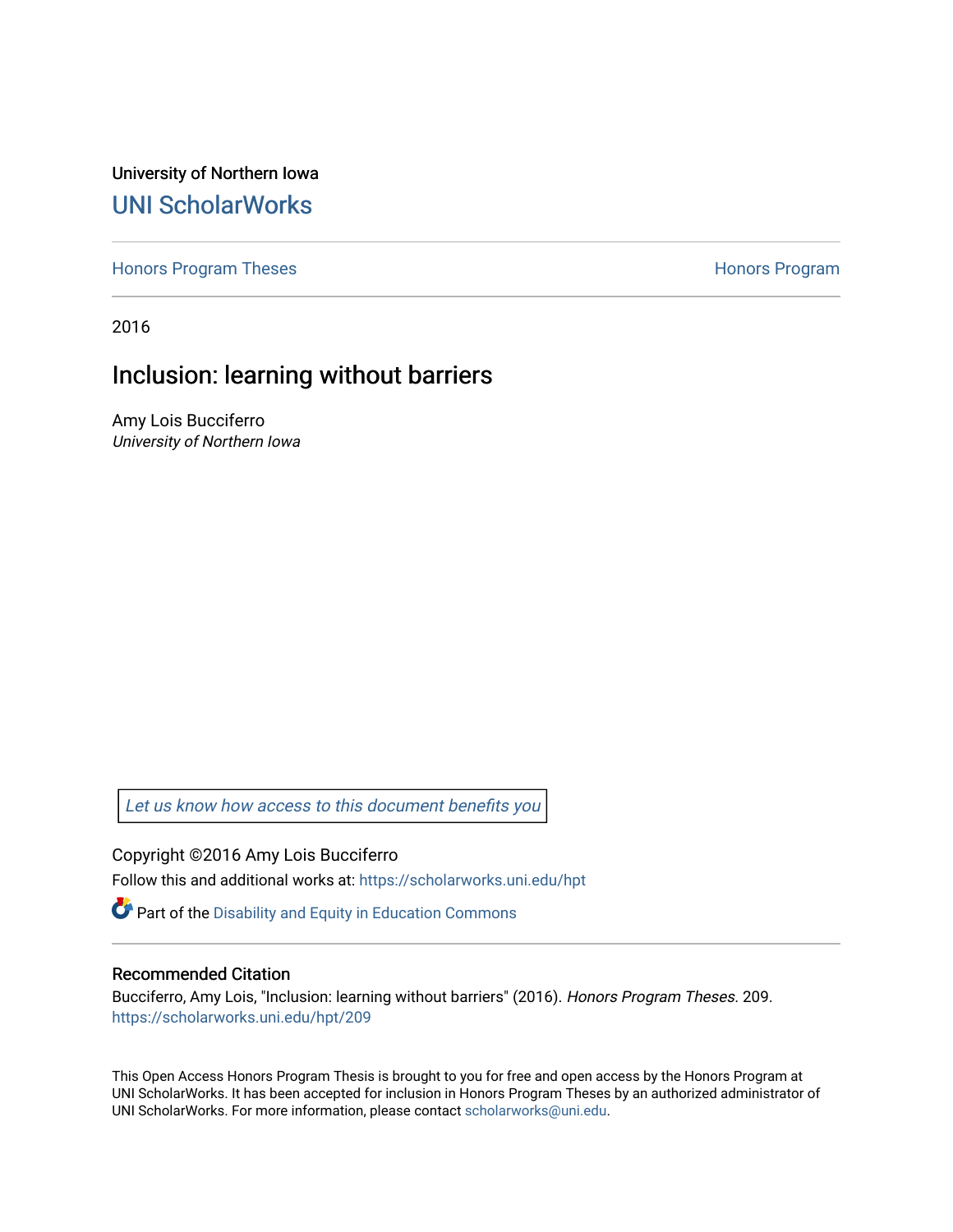University of Northern Iowa

# UNI ScholarWorks

Honors Program Theses | Honors Program

2016

## Inclusion: learning without barriers

Amy Lois Bucciferro
*University of Northern Iowa*

*Let us know how access to this document benefits you*

Copyright ©2016 Amy Lois Bucciferro

Follow this and additional works at: https://scholarworks.uni.edu/hpt

Part of the Disability and Equity in Education Commons

### Recommended Citation

Bucciferro, Amy Lois, "Inclusion: learning without barriers" (2016). *Honors Program Theses*. 209.
https://scholarworks.uni.edu/hpt/209

This Open Access Honors Program Thesis is brought to you for free and open access by the Honors Program at UNI ScholarWorks. It has been accepted for inclusion in Honors Program Theses by an authorized administrator of UNI ScholarWorks. For more information, please contact scholarworks@uni.edu.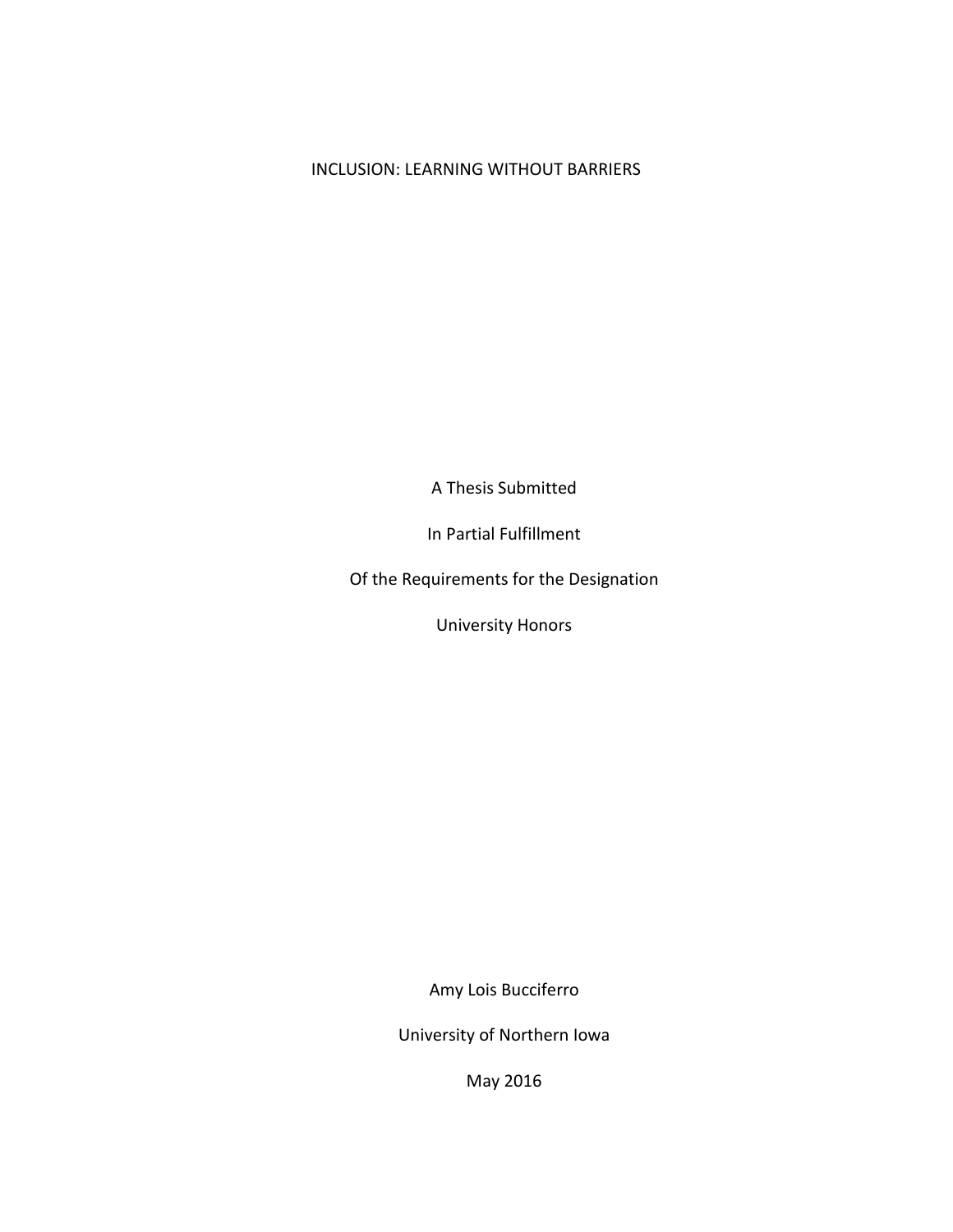# INCLUSION: LEARNING WITHOUT BARRIERS

A Thesis Submitted

In Partial Fulfillment

Of the Requirements for the Designation

University Honors

Amy Lois Bucciferro

University of Northern Iowa

May 2016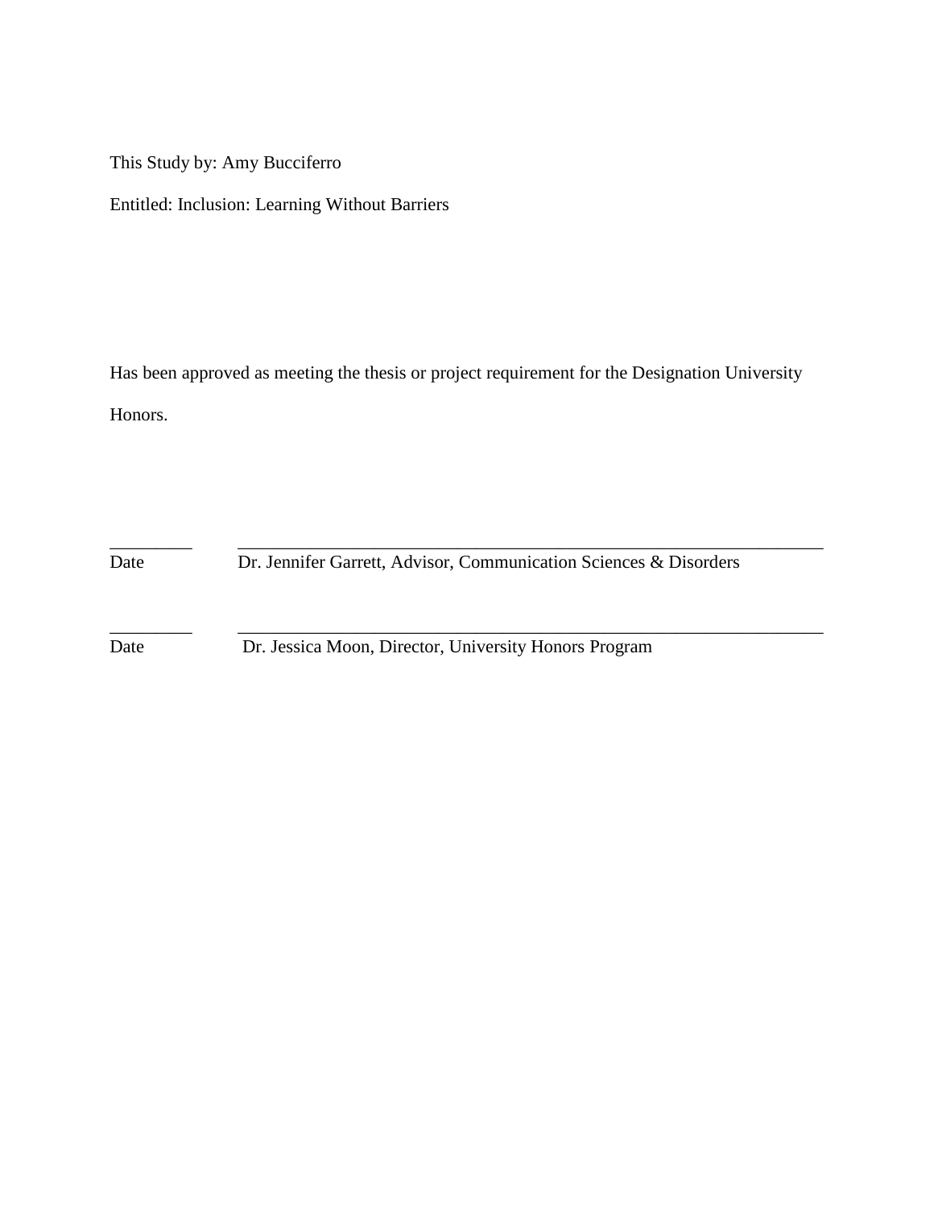This Study by: Amy Bucciferro

Entitled: Inclusion: Learning Without Barriers

Has been approved as meeting the thesis or project requirement for the Designation University Honors.

_________ ________________________________________________________________

Date Dr. Jennifer Garrett, Advisor, Communication Sciences & Disorders

_________ ________________________________________________________________

Date Dr. Jessica Moon, Director, University Honors Program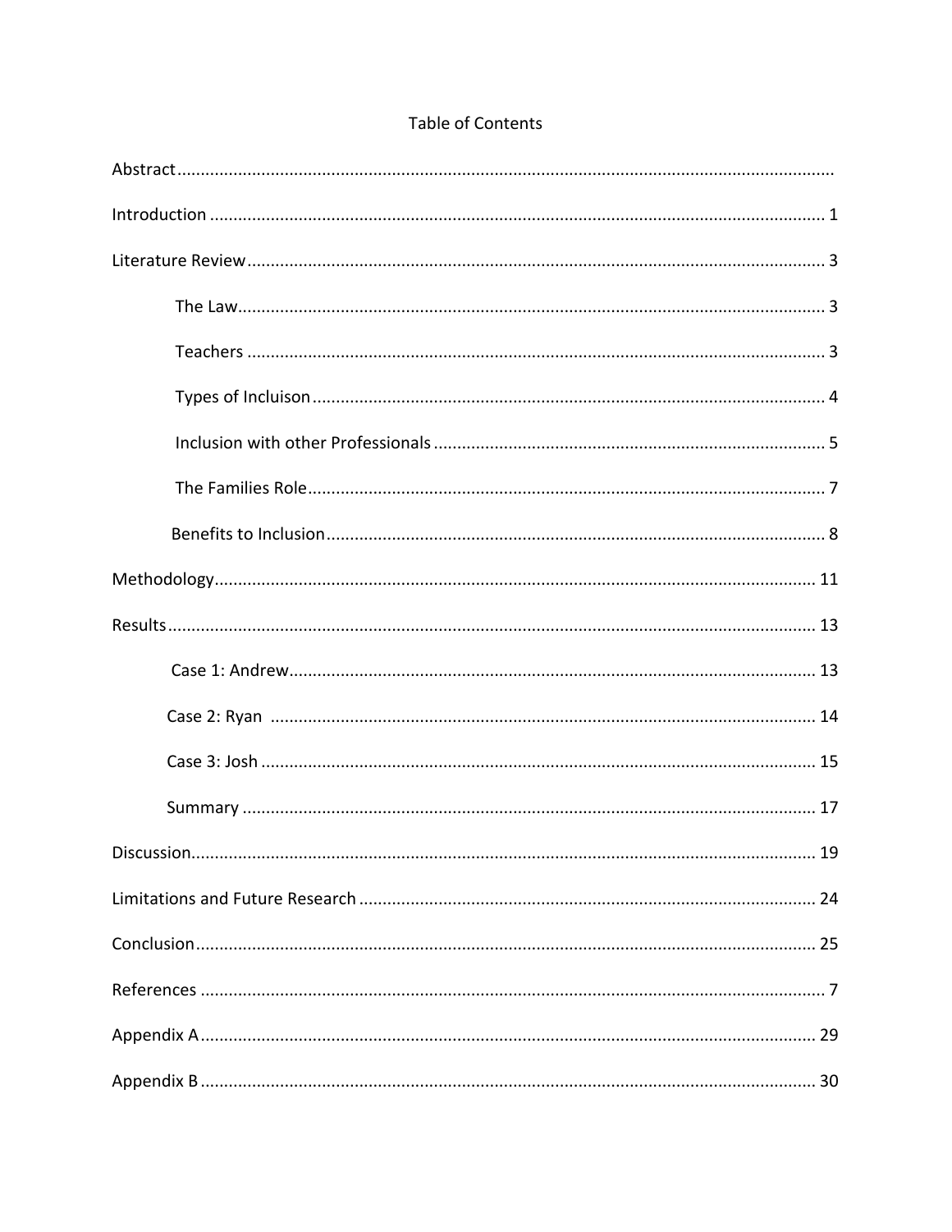# Table of Contents

Abstract

Introduction ..... 1

Literature Review ..... 3

- The Law ..... 3
- Teachers ..... 3
- Types of Incluison ..... 4
- Inclusion with other Professionals ..... 5
- The Families Role ..... 7
- Benefits to Inclusion ..... 8

Methodology ..... 11

Results ..... 13

- Case 1: Andrew ..... 13
- Case 2: Ryan ..... 14
- Case 3: Josh ..... 15
- Summary ..... 17

Discussion ..... 19

Limitations and Future Research ..... 24

Conclusion ..... 25

References ..... 7

Appendix A ..... 29

Appendix B ..... 30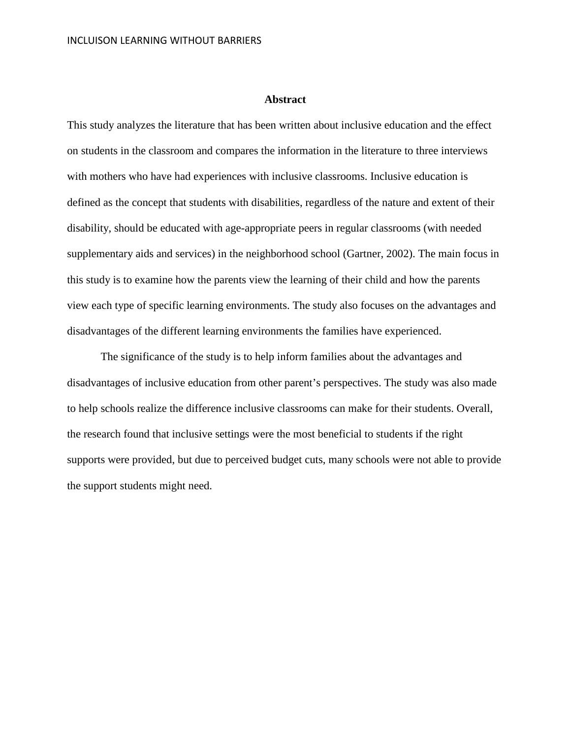## Abstract

This study analyzes the literature that has been written about inclusive education and the effect on students in the classroom and compares the information in the literature to three interviews with mothers who have had experiences with inclusive classrooms. Inclusive education is defined as the concept that students with disabilities, regardless of the nature and extent of their disability, should be educated with age-appropriate peers in regular classrooms (with needed supplementary aids and services) in the neighborhood school (Gartner, 2002). The main focus in this study is to examine how the parents view the learning of their child and how the parents view each type of specific learning environments. The study also focuses on the advantages and disadvantages of the different learning environments the families have experienced.

The significance of the study is to help inform families about the advantages and disadvantages of inclusive education from other parent's perspectives. The study was also made to help schools realize the difference inclusive classrooms can make for their students. Overall, the research found that inclusive settings were the most beneficial to students if the right supports were provided, but due to perceived budget cuts, many schools were not able to provide the support students might need.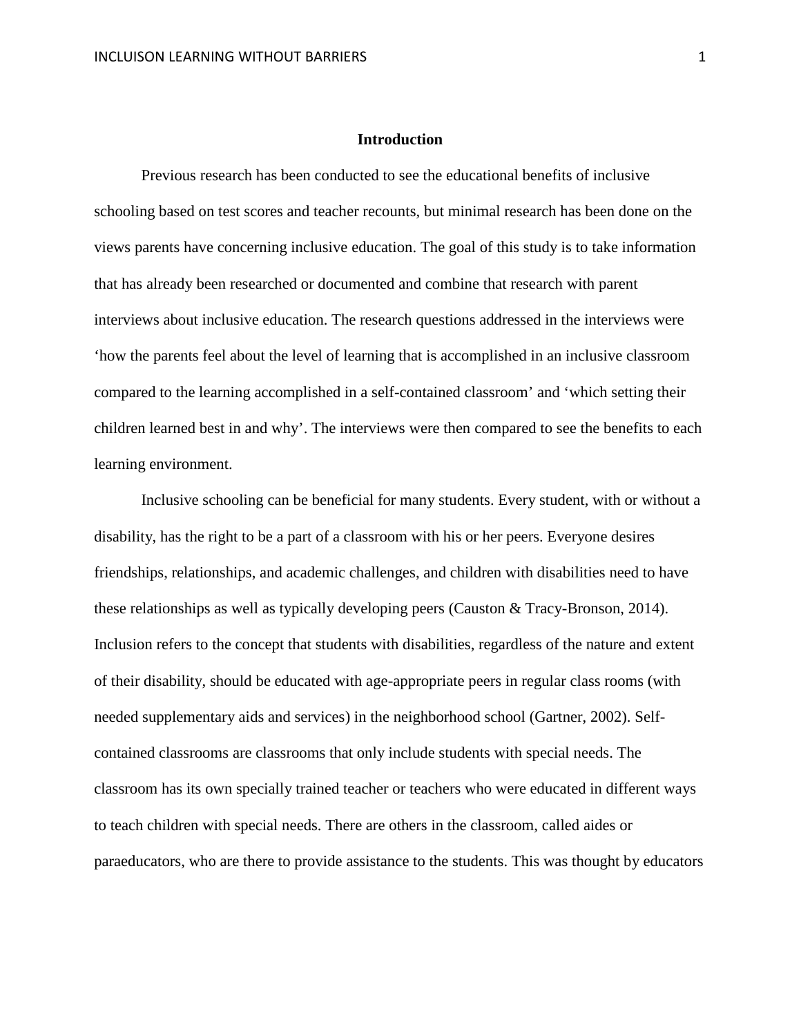## Introduction

Previous research has been conducted to see the educational benefits of inclusive schooling based on test scores and teacher recounts, but minimal research has been done on the views parents have concerning inclusive education. The goal of this study is to take information that has already been researched or documented and combine that research with parent interviews about inclusive education. The research questions addressed in the interviews were 'how the parents feel about the level of learning that is accomplished in an inclusive classroom compared to the learning accomplished in a self-contained classroom' and 'which setting their children learned best in and why'. The interviews were then compared to see the benefits to each learning environment.

Inclusive schooling can be beneficial for many students. Every student, with or without a disability, has the right to be a part of a classroom with his or her peers. Everyone desires friendships, relationships, and academic challenges, and children with disabilities need to have these relationships as well as typically developing peers (Causton & Tracy-Bronson, 2014). Inclusion refers to the concept that students with disabilities, regardless of the nature and extent of their disability, should be educated with age-appropriate peers in regular class rooms (with needed supplementary aids and services) in the neighborhood school (Gartner, 2002). Self-contained classrooms are classrooms that only include students with special needs. The classroom has its own specially trained teacher or teachers who were educated in different ways to teach children with special needs. There are others in the classroom, called aides or paraeducators, who are there to provide assistance to the students. This was thought by educators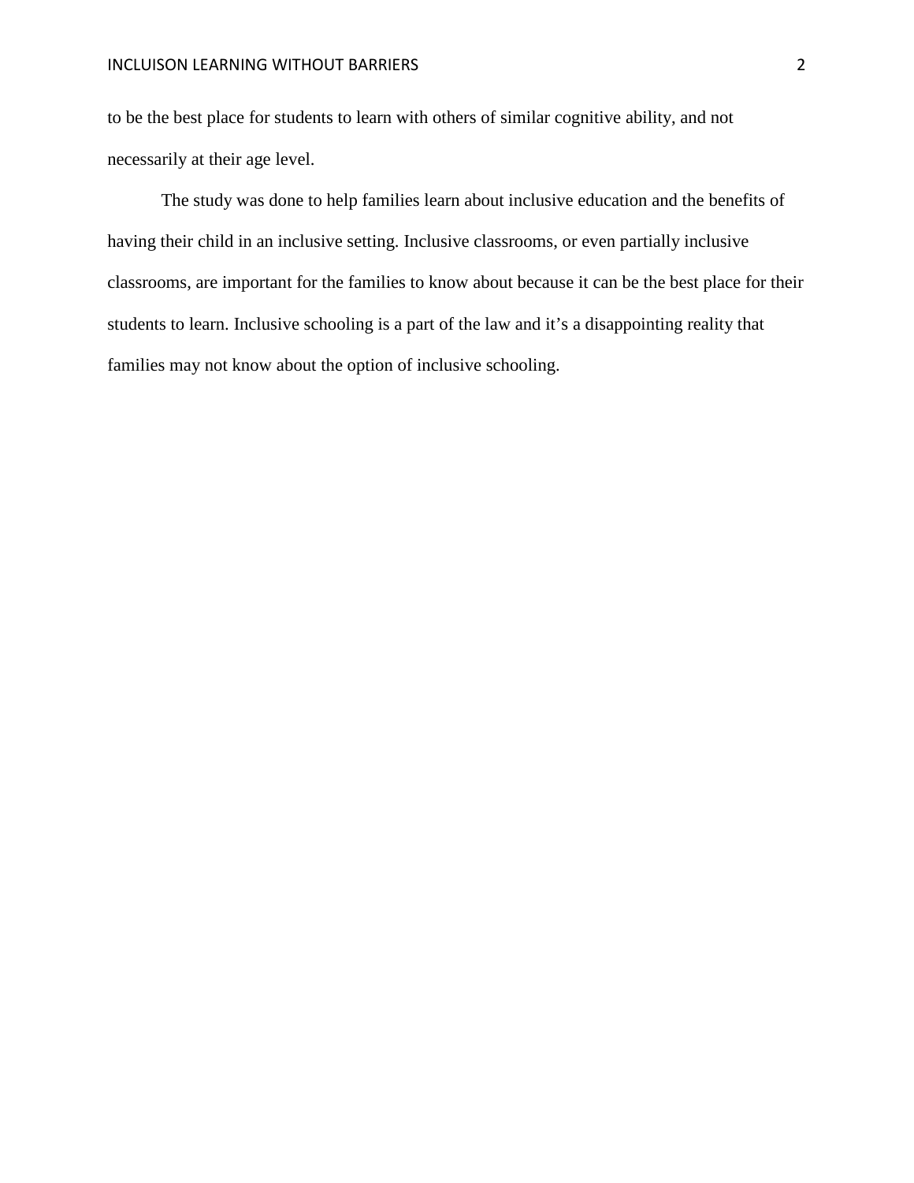to be the best place for students to learn with others of similar cognitive ability, and not necessarily at their age level.

The study was done to help families learn about inclusive education and the benefits of having their child in an inclusive setting. Inclusive classrooms, or even partially inclusive classrooms, are important for the families to know about because it can be the best place for their students to learn. Inclusive schooling is a part of the law and it's a disappointing reality that families may not know about the option of inclusive schooling.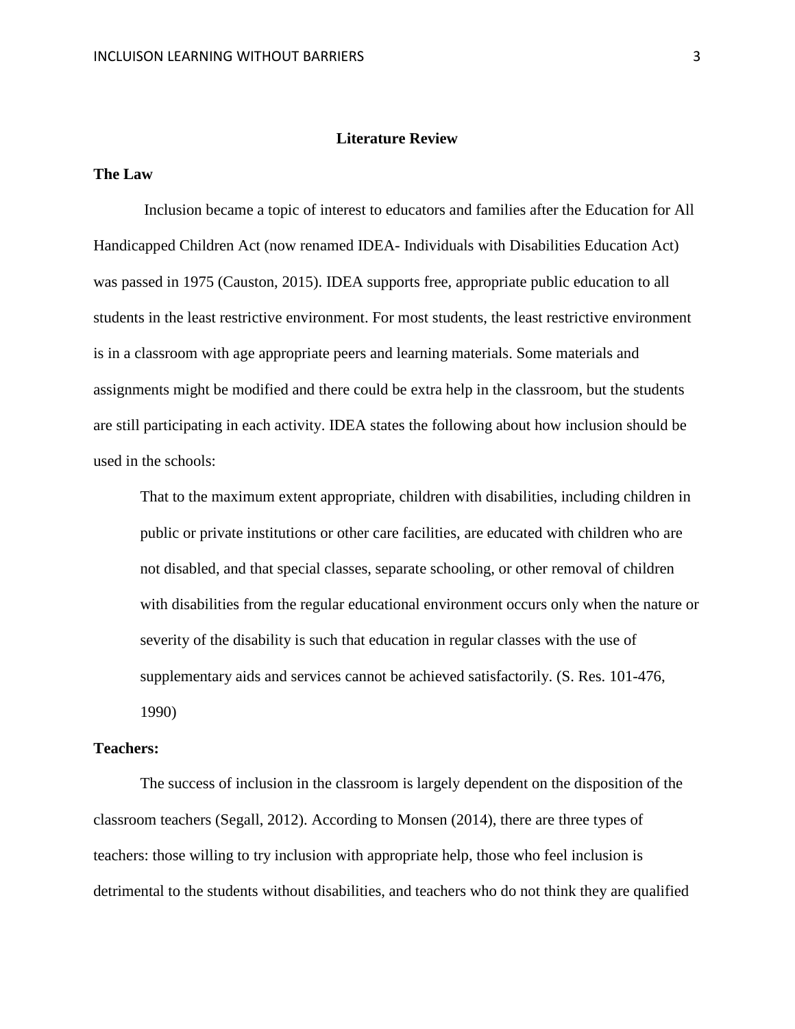## Literature Review

### The Law

Inclusion became a topic of interest to educators and families after the Education for All Handicapped Children Act (now renamed IDEA- Individuals with Disabilities Education Act) was passed in 1975 (Causton, 2015). IDEA supports free, appropriate public education to all students in the least restrictive environment. For most students, the least restrictive environment is in a classroom with age appropriate peers and learning materials. Some materials and assignments might be modified and there could be extra help in the classroom, but the students are still participating in each activity. IDEA states the following about how inclusion should be used in the schools:

> That to the maximum extent appropriate, children with disabilities, including children in public or private institutions or other care facilities, are educated with children who are not disabled, and that special classes, separate schooling, or other removal of children with disabilities from the regular educational environment occurs only when the nature or severity of the disability is such that education in regular classes with the use of supplementary aids and services cannot be achieved satisfactorily. (S. Res. 101-476, 1990)

### Teachers:

The success of inclusion in the classroom is largely dependent on the disposition of the classroom teachers (Segall, 2012). According to Monsen (2014), there are three types of teachers: those willing to try inclusion with appropriate help, those who feel inclusion is detrimental to the students without disabilities, and teachers who do not think they are qualified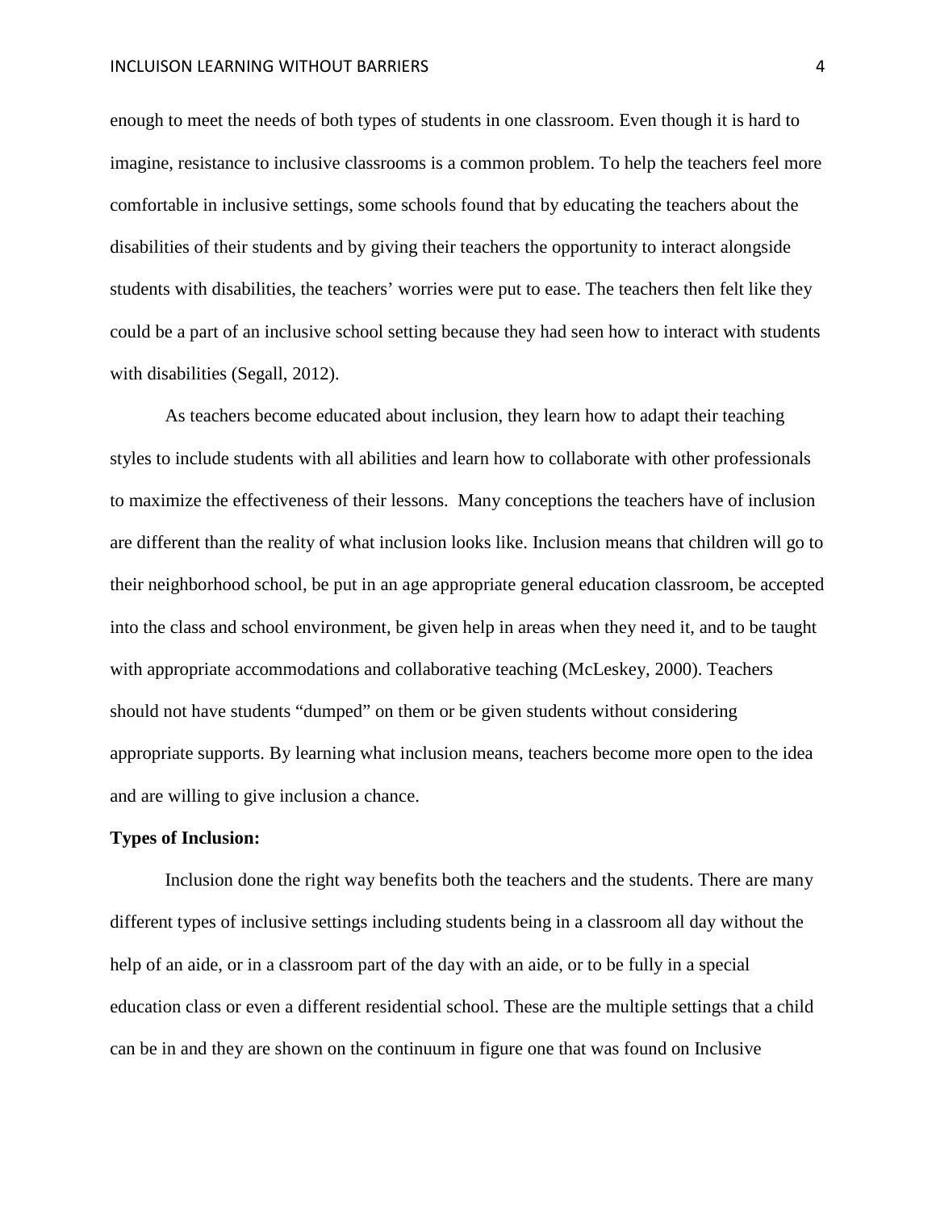enough to meet the needs of both types of students in one classroom. Even though it is hard to imagine, resistance to inclusive classrooms is a common problem. To help the teachers feel more comfortable in inclusive settings, some schools found that by educating the teachers about the disabilities of their students and by giving their teachers the opportunity to interact alongside students with disabilities, the teachers' worries were put to ease. The teachers then felt like they could be a part of an inclusive school setting because they had seen how to interact with students with disabilities (Segall, 2012).

As teachers become educated about inclusion, they learn how to adapt their teaching styles to include students with all abilities and learn how to collaborate with other professionals to maximize the effectiveness of their lessons. Many conceptions the teachers have of inclusion are different than the reality of what inclusion looks like. Inclusion means that children will go to their neighborhood school, be put in an age appropriate general education classroom, be accepted into the class and school environment, be given help in areas when they need it, and to be taught with appropriate accommodations and collaborative teaching (McLeskey, 2000). Teachers should not have students "dumped" on them or be given students without considering appropriate supports. By learning what inclusion means, teachers become more open to the idea and are willing to give inclusion a chance.

**Types of Inclusion:**

Inclusion done the right way benefits both the teachers and the students. There are many different types of inclusive settings including students being in a classroom all day without the help of an aide, or in a classroom part of the day with an aide, or to be fully in a special education class or even a different residential school. These are the multiple settings that a child can be in and they are shown on the continuum in figure one that was found on Inclusive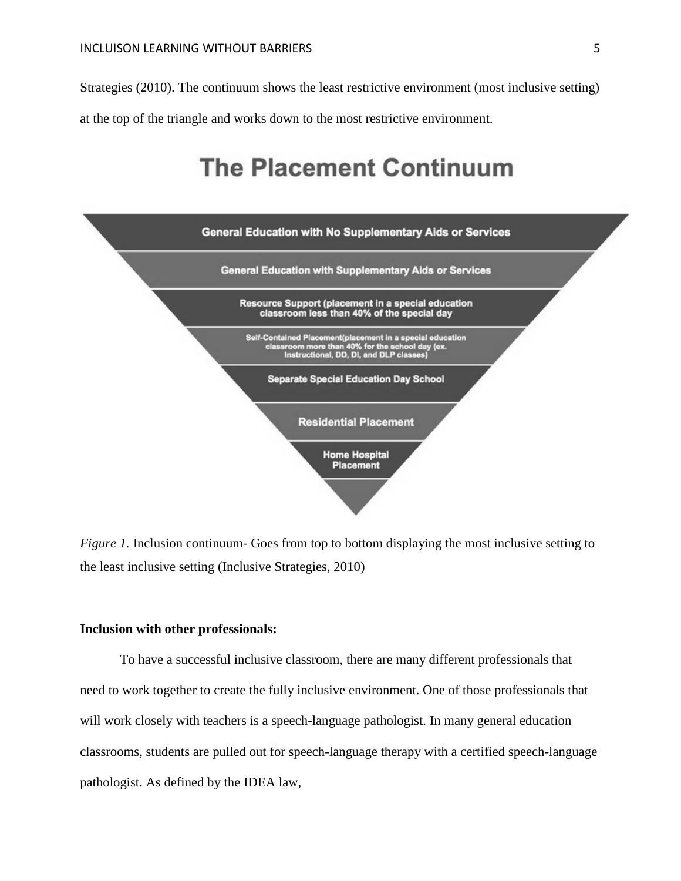Strategies (2010). The continuum shows the least restrictive environment (most inclusive setting) at the top of the triangle and works down to the most restrictive environment.

**The Placement Continuum**

- General Education with No Supplementary Aids or Services
- General Education with Supplementary Aids or Services
- Resource Support (placement in a special education classroom less than 40% of the special day
- Self-Contained Placement(placement in a special education classroom more than 40% for the school day (ex. Instructional, DD, DI, and DLP classes)
- Separate Special Education Day School
- Residential Placement
- Home Hospital Placement

*Figure 1.* Inclusion continuum- Goes from top to bottom displaying the most inclusive setting to the least inclusive setting (Inclusive Strategies, 2010)

**Inclusion with other professionals:**

To have a successful inclusive classroom, there are many different professionals that need to work together to create the fully inclusive environment. One of those professionals that will work closely with teachers is a speech-language pathologist. In many general education classrooms, students are pulled out for speech-language therapy with a certified speech-language pathologist. As defined by the IDEA law,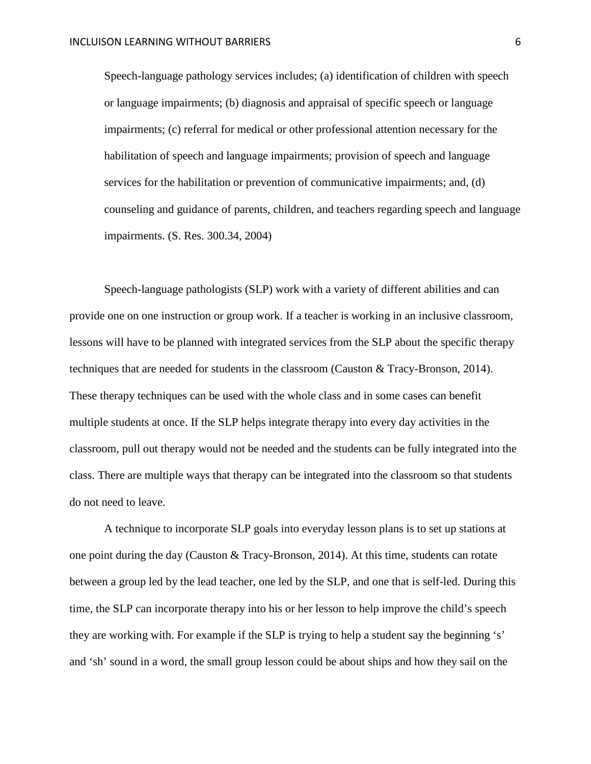> Speech-language pathology services includes; (a) identification of children with speech or language impairments; (b) diagnosis and appraisal of specific speech or language impairments; (c) referral for medical or other professional attention necessary for the habilitation of speech and language impairments; provision of speech and language services for the habilitation or prevention of communicative impairments; and, (d) counseling and guidance of parents, children, and teachers regarding speech and language impairments. (S. Res. 300.34, 2004)

Speech-language pathologists (SLP) work with a variety of different abilities and can provide one on one instruction or group work. If a teacher is working in an inclusive classroom, lessons will have to be planned with integrated services from the SLP about the specific therapy techniques that are needed for students in the classroom (Causton & Tracy-Bronson, 2014). These therapy techniques can be used with the whole class and in some cases can benefit multiple students at once. If the SLP helps integrate therapy into every day activities in the classroom, pull out therapy would not be needed and the students can be fully integrated into the class. There are multiple ways that therapy can be integrated into the classroom so that students do not need to leave.

A technique to incorporate SLP goals into everyday lesson plans is to set up stations at one point during the day (Causton & Tracy-Bronson, 2014). At this time, students can rotate between a group led by the lead teacher, one led by the SLP, and one that is self-led. During this time, the SLP can incorporate therapy into his or her lesson to help improve the child's speech they are working with. For example if the SLP is trying to help a student say the beginning 's' and 'sh' sound in a word, the small group lesson could be about ships and how they sail on the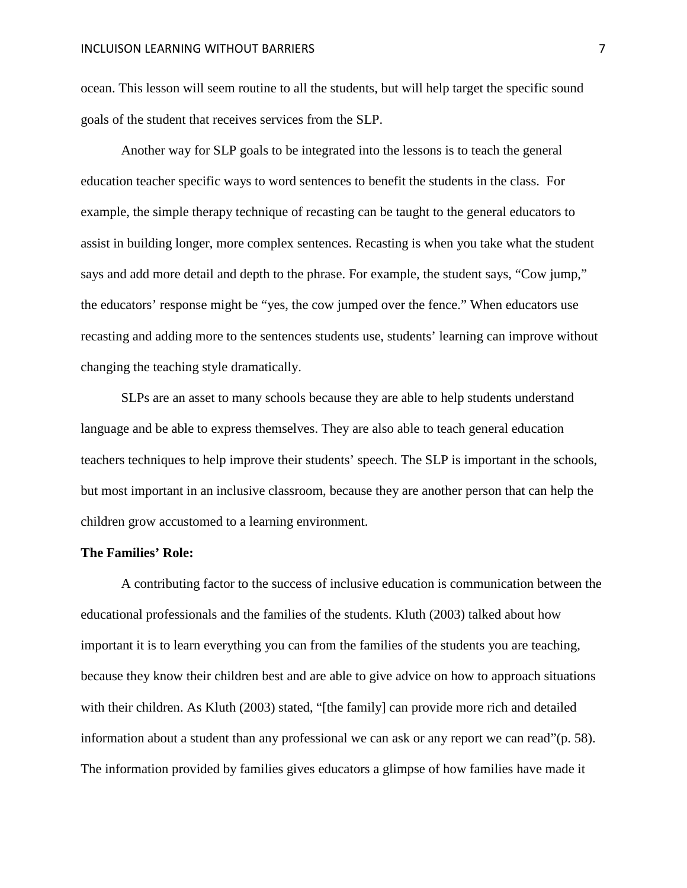ocean. This lesson will seem routine to all the students, but will help target the specific sound goals of the student that receives services from the SLP.

Another way for SLP goals to be integrated into the lessons is to teach the general education teacher specific ways to word sentences to benefit the students in the class. For example, the simple therapy technique of recasting can be taught to the general educators to assist in building longer, more complex sentences. Recasting is when you take what the student says and add more detail and depth to the phrase. For example, the student says, "Cow jump," the educators' response might be "yes, the cow jumped over the fence." When educators use recasting and adding more to the sentences students use, students' learning can improve without changing the teaching style dramatically.

SLPs are an asset to many schools because they are able to help students understand language and be able to express themselves. They are also able to teach general education teachers techniques to help improve their students' speech. The SLP is important in the schools, but most important in an inclusive classroom, because they are another person that can help the children grow accustomed to a learning environment.

**The Families' Role:**

A contributing factor to the success of inclusive education is communication between the educational professionals and the families of the students. Kluth (2003) talked about how important it is to learn everything you can from the families of the students you are teaching, because they know their children best and are able to give advice on how to approach situations with their children. As Kluth (2003) stated, "[the family] can provide more rich and detailed information about a student than any professional we can ask or any report we can read"(p. 58). The information provided by families gives educators a glimpse of how families have made it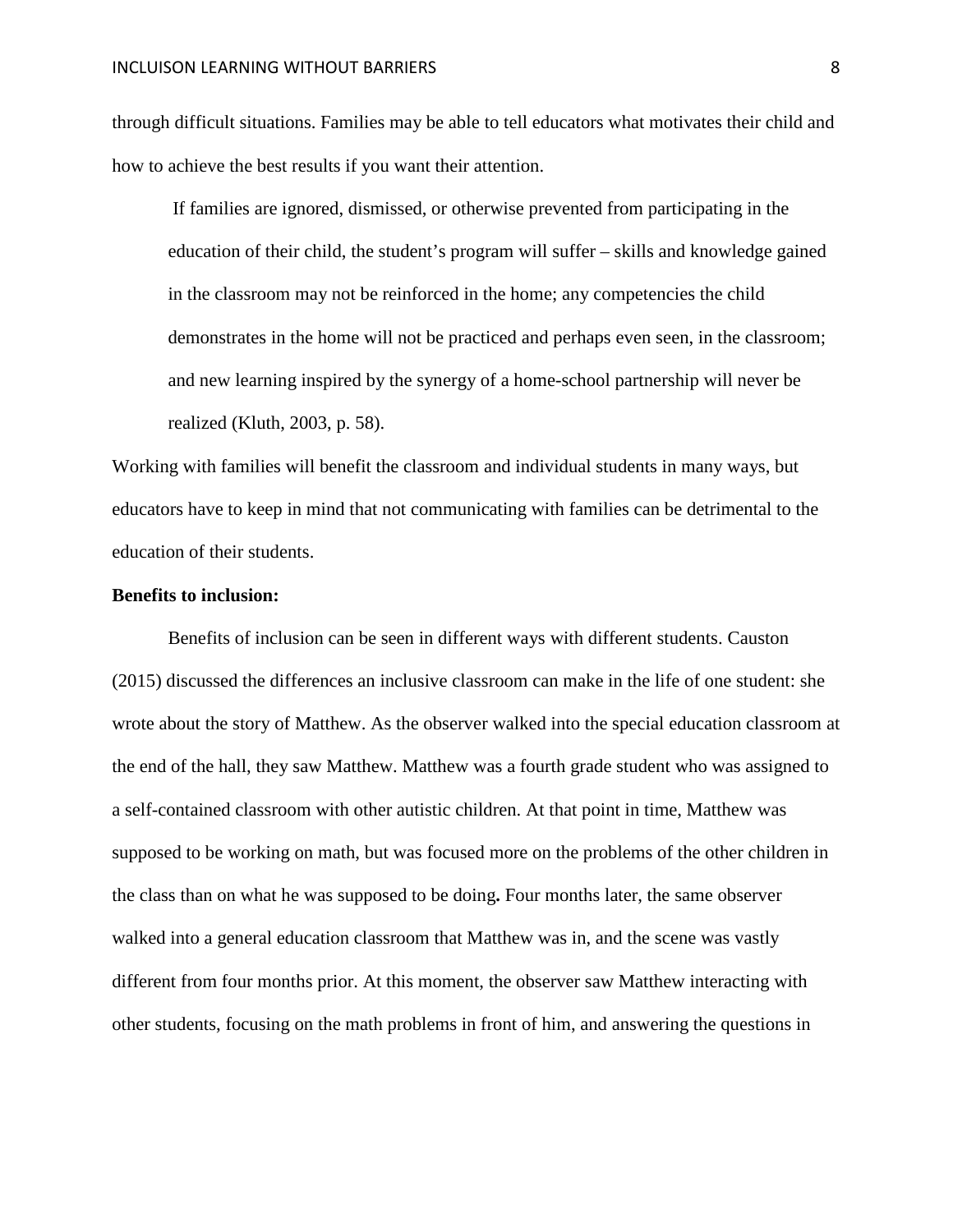through difficult situations. Families may be able to tell educators what motivates their child and how to achieve the best results if you want their attention.

> If families are ignored, dismissed, or otherwise prevented from participating in the education of their child, the student's program will suffer – skills and knowledge gained in the classroom may not be reinforced in the home; any competencies the child demonstrates in the home will not be practiced and perhaps even seen, in the classroom; and new learning inspired by the synergy of a home-school partnership will never be realized (Kluth, 2003, p. 58).

Working with families will benefit the classroom and individual students in many ways, but educators have to keep in mind that not communicating with families can be detrimental to the education of their students.

**Benefits to inclusion:**

Benefits of inclusion can be seen in different ways with different students. Causton (2015) discussed the differences an inclusive classroom can make in the life of one student: she wrote about the story of Matthew. As the observer walked into the special education classroom at the end of the hall, they saw Matthew. Matthew was a fourth grade student who was assigned to a self-contained classroom with other autistic children. At that point in time, Matthew was supposed to be working on math, but was focused more on the problems of the other children in the class than on what he was supposed to be doing**.** Four months later, the same observer walked into a general education classroom that Matthew was in, and the scene was vastly different from four months prior. At this moment, the observer saw Matthew interacting with other students, focusing on the math problems in front of him, and answering the questions in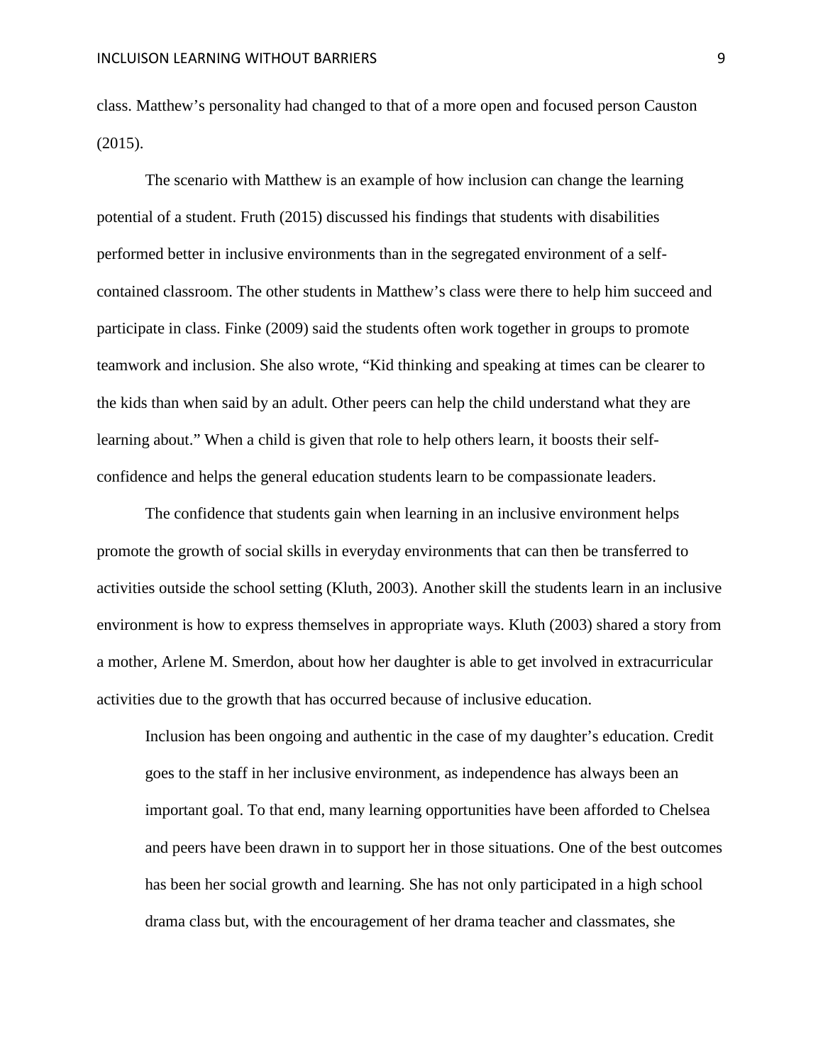class. Matthew's personality had changed to that of a more open and focused person Causton (2015).

The scenario with Matthew is an example of how inclusion can change the learning potential of a student. Fruth (2015) discussed his findings that students with disabilities performed better in inclusive environments than in the segregated environment of a self-contained classroom. The other students in Matthew's class were there to help him succeed and participate in class. Finke (2009) said the students often work together in groups to promote teamwork and inclusion. She also wrote, "Kid thinking and speaking at times can be clearer to the kids than when said by an adult. Other peers can help the child understand what they are learning about." When a child is given that role to help others learn, it boosts their self-confidence and helps the general education students learn to be compassionate leaders.

The confidence that students gain when learning in an inclusive environment helps promote the growth of social skills in everyday environments that can then be transferred to activities outside the school setting (Kluth, 2003). Another skill the students learn in an inclusive environment is how to express themselves in appropriate ways. Kluth (2003) shared a story from a mother, Arlene M. Smerdon, about how her daughter is able to get involved in extracurricular activities due to the growth that has occurred because of inclusive education.

> Inclusion has been ongoing and authentic in the case of my daughter's education. Credit goes to the staff in her inclusive environment, as independence has always been an important goal. To that end, many learning opportunities have been afforded to Chelsea and peers have been drawn in to support her in those situations. One of the best outcomes has been her social growth and learning. She has not only participated in a high school drama class but, with the encouragement of her drama teacher and classmates, she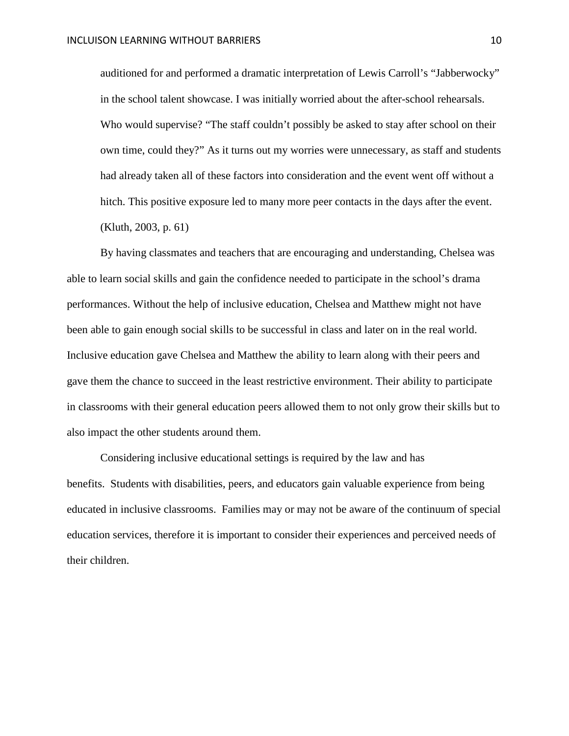> auditioned for and performed a dramatic interpretation of Lewis Carroll's "Jabberwocky" in the school talent showcase. I was initially worried about the after-school rehearsals. Who would supervise? "The staff couldn't possibly be asked to stay after school on their own time, could they?" As it turns out my worries were unnecessary, as staff and students had already taken all of these factors into consideration and the event went off without a hitch. This positive exposure led to many more peer contacts in the days after the event. (Kluth, 2003, p. 61)

By having classmates and teachers that are encouraging and understanding, Chelsea was able to learn social skills and gain the confidence needed to participate in the school's drama performances. Without the help of inclusive education, Chelsea and Matthew might not have been able to gain enough social skills to be successful in class and later on in the real world. Inclusive education gave Chelsea and Matthew the ability to learn along with their peers and gave them the chance to succeed in the least restrictive environment. Their ability to participate in classrooms with their general education peers allowed them to not only grow their skills but to also impact the other students around them.

Considering inclusive educational settings is required by the law and has benefits. Students with disabilities, peers, and educators gain valuable experience from being educated in inclusive classrooms. Families may or may not be aware of the continuum of special education services, therefore it is important to consider their experiences and perceived needs of their children.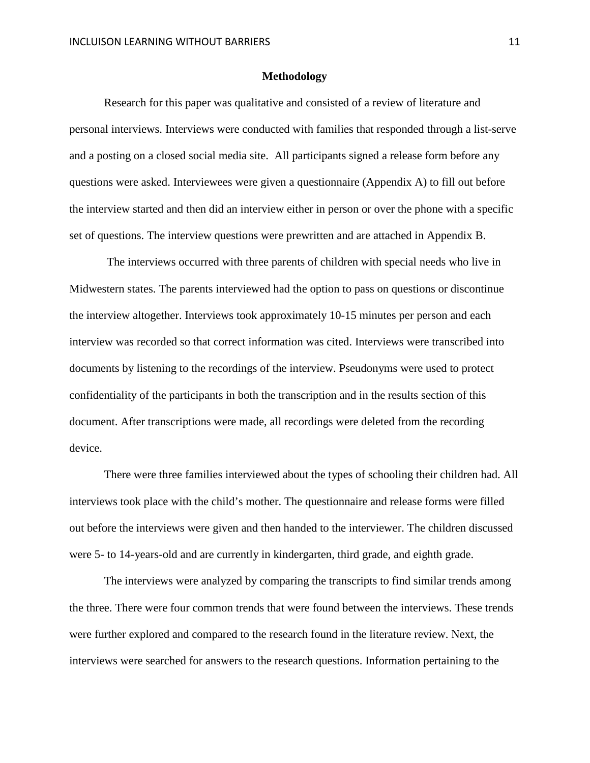## Methodology

Research for this paper was qualitative and consisted of a review of literature and personal interviews. Interviews were conducted with families that responded through a list-serve and a posting on a closed social media site. All participants signed a release form before any questions were asked. Interviewees were given a questionnaire (Appendix A) to fill out before the interview started and then did an interview either in person or over the phone with a specific set of questions. The interview questions were prewritten and are attached in Appendix B.

The interviews occurred with three parents of children with special needs who live in Midwestern states. The parents interviewed had the option to pass on questions or discontinue the interview altogether. Interviews took approximately 10-15 minutes per person and each interview was recorded so that correct information was cited. Interviews were transcribed into documents by listening to the recordings of the interview. Pseudonyms were used to protect confidentiality of the participants in both the transcription and in the results section of this document. After transcriptions were made, all recordings were deleted from the recording device.

There were three families interviewed about the types of schooling their children had. All interviews took place with the child's mother. The questionnaire and release forms were filled out before the interviews were given and then handed to the interviewer. The children discussed were 5- to 14-years-old and are currently in kindergarten, third grade, and eighth grade.

The interviews were analyzed by comparing the transcripts to find similar trends among the three. There were four common trends that were found between the interviews. These trends were further explored and compared to the research found in the literature review. Next, the interviews were searched for answers to the research questions. Information pertaining to the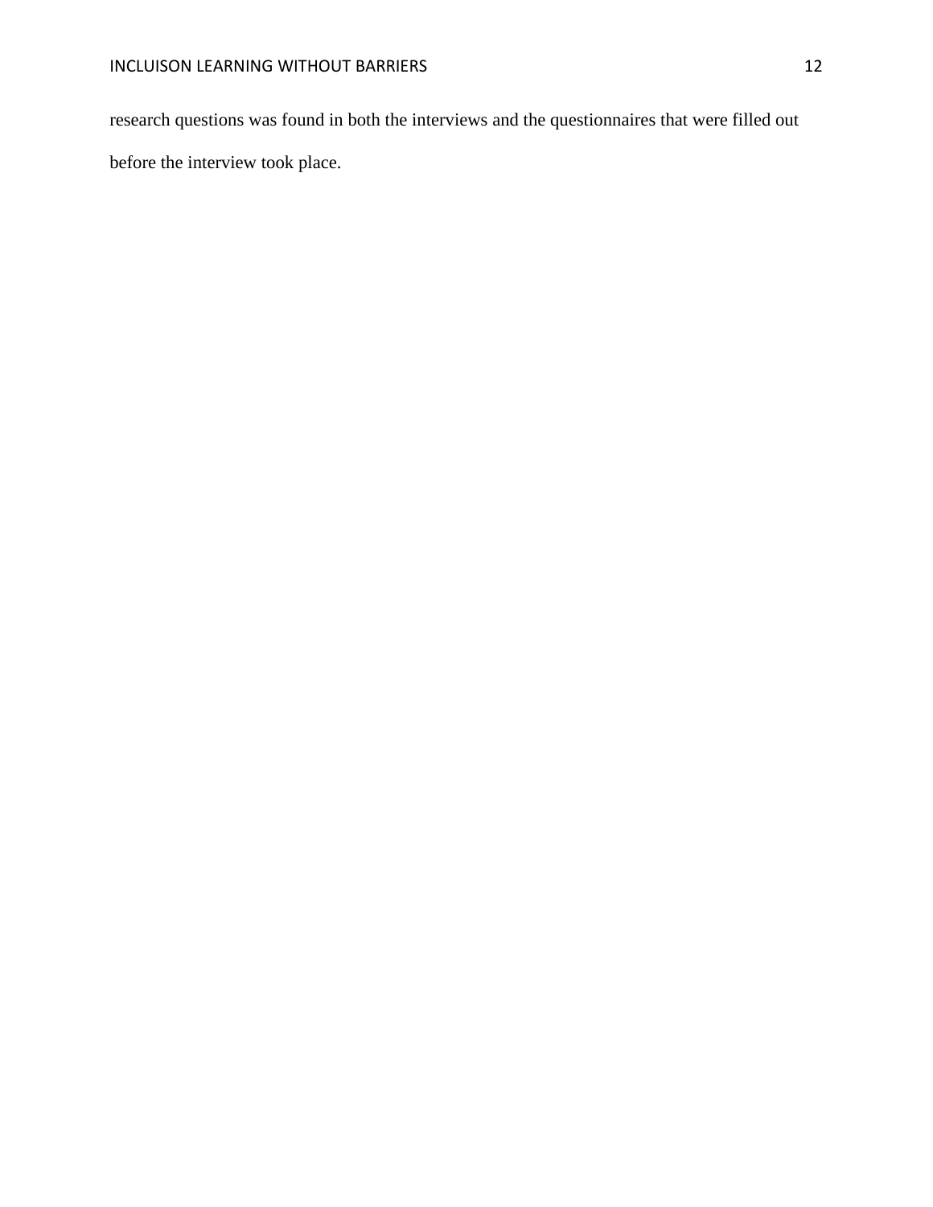research questions was found in both the interviews and the questionnaires that were filled out before the interview took place.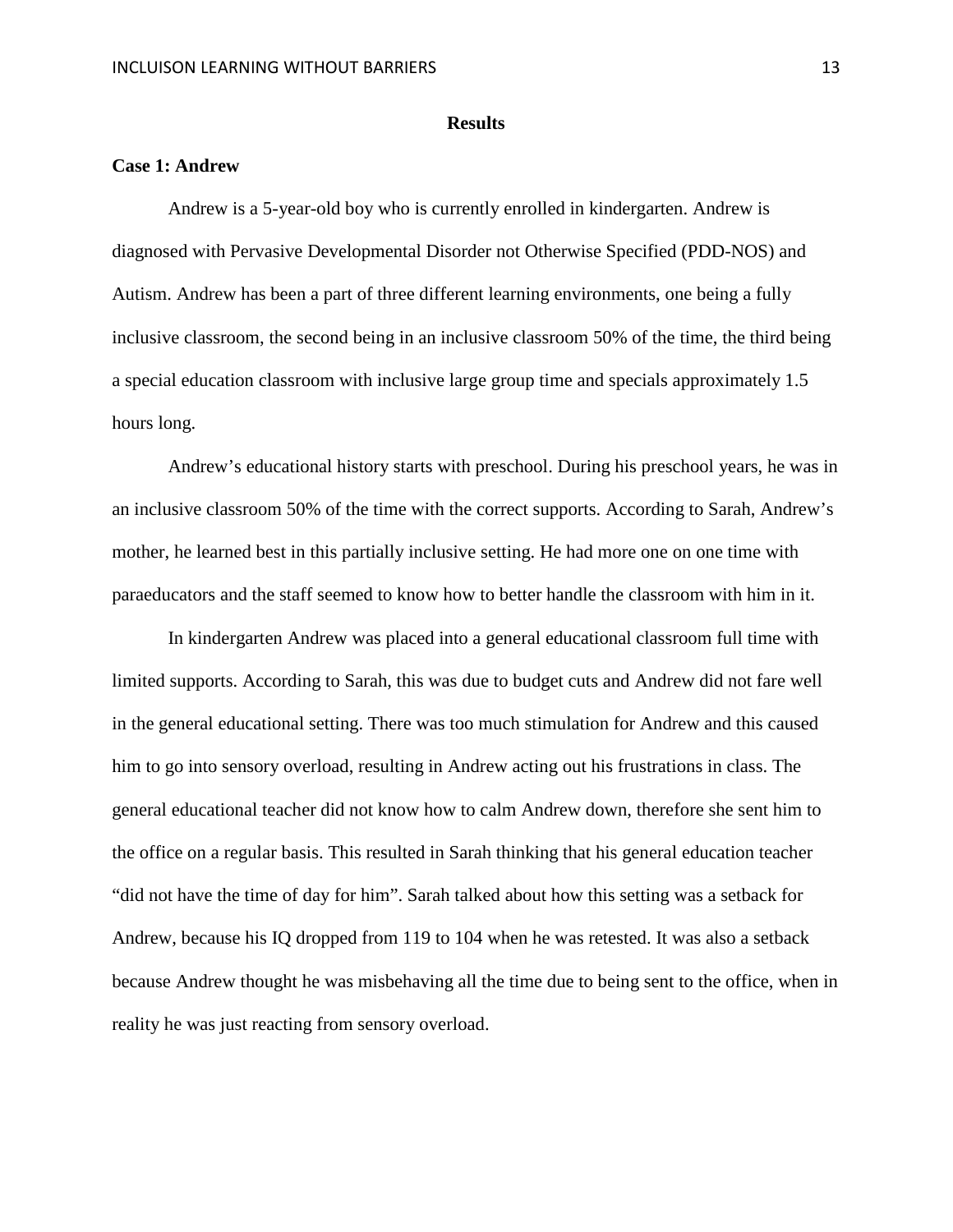## Results

### Case 1: Andrew

Andrew is a 5-year-old boy who is currently enrolled in kindergarten. Andrew is diagnosed with Pervasive Developmental Disorder not Otherwise Specified (PDD-NOS) and Autism. Andrew has been a part of three different learning environments, one being a fully inclusive classroom, the second being in an inclusive classroom 50% of the time, the third being a special education classroom with inclusive large group time and specials approximately 1.5 hours long.

Andrew's educational history starts with preschool. During his preschool years, he was in an inclusive classroom 50% of the time with the correct supports. According to Sarah, Andrew's mother, he learned best in this partially inclusive setting. He had more one on one time with paraeducators and the staff seemed to know how to better handle the classroom with him in it.

In kindergarten Andrew was placed into a general educational classroom full time with limited supports. According to Sarah, this was due to budget cuts and Andrew did not fare well in the general educational setting. There was too much stimulation for Andrew and this caused him to go into sensory overload, resulting in Andrew acting out his frustrations in class. The general educational teacher did not know how to calm Andrew down, therefore she sent him to the office on a regular basis. This resulted in Sarah thinking that his general education teacher "did not have the time of day for him". Sarah talked about how this setting was a setback for Andrew, because his IQ dropped from 119 to 104 when he was retested. It was also a setback because Andrew thought he was misbehaving all the time due to being sent to the office, when in reality he was just reacting from sensory overload.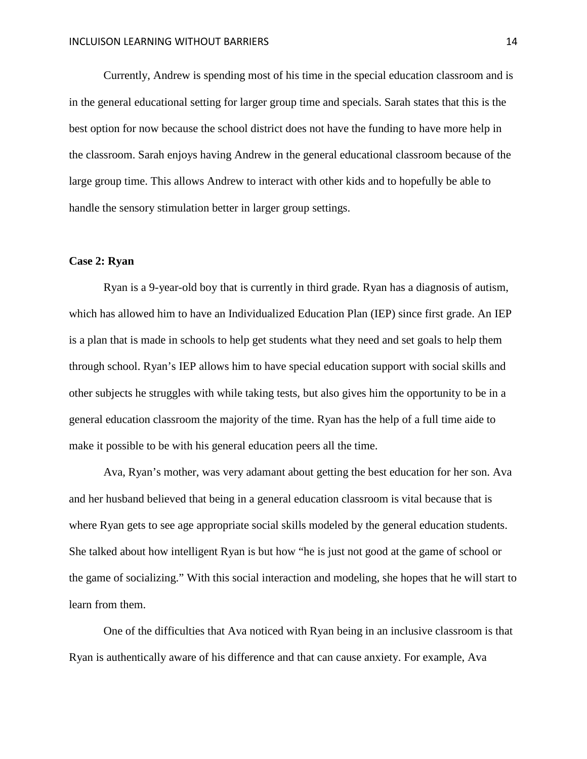Currently, Andrew is spending most of his time in the special education classroom and is in the general educational setting for larger group time and specials. Sarah states that this is the best option for now because the school district does not have the funding to have more help in the classroom. Sarah enjoys having Andrew in the general educational classroom because of the large group time. This allows Andrew to interact with other kids and to hopefully be able to handle the sensory stimulation better in larger group settings.

**Case 2: Ryan**

Ryan is a 9-year-old boy that is currently in third grade. Ryan has a diagnosis of autism, which has allowed him to have an Individualized Education Plan (IEP) since first grade. An IEP is a plan that is made in schools to help get students what they need and set goals to help them through school. Ryan's IEP allows him to have special education support with social skills and other subjects he struggles with while taking tests, but also gives him the opportunity to be in a general education classroom the majority of the time. Ryan has the help of a full time aide to make it possible to be with his general education peers all the time.

Ava, Ryan's mother, was very adamant about getting the best education for her son. Ava and her husband believed that being in a general education classroom is vital because that is where Ryan gets to see age appropriate social skills modeled by the general education students. She talked about how intelligent Ryan is but how "he is just not good at the game of school or the game of socializing." With this social interaction and modeling, she hopes that he will start to learn from them.

One of the difficulties that Ava noticed with Ryan being in an inclusive classroom is that Ryan is authentically aware of his difference and that can cause anxiety. For example, Ava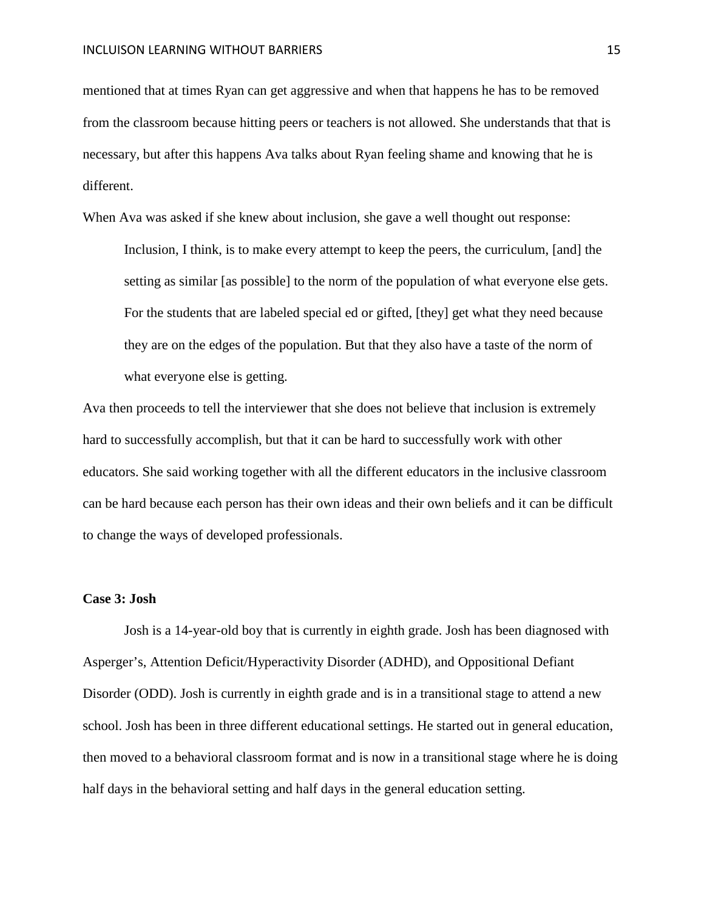mentioned that at times Ryan can get aggressive and when that happens he has to be removed from the classroom because hitting peers or teachers is not allowed. She understands that that is necessary, but after this happens Ava talks about Ryan feeling shame and knowing that he is different.

When Ava was asked if she knew about inclusion, she gave a well thought out response:

> Inclusion, I think, is to make every attempt to keep the peers, the curriculum, [and] the setting as similar [as possible] to the norm of the population of what everyone else gets. For the students that are labeled special ed or gifted, [they] get what they need because they are on the edges of the population. But that they also have a taste of the norm of what everyone else is getting.

Ava then proceeds to tell the interviewer that she does not believe that inclusion is extremely hard to successfully accomplish, but that it can be hard to successfully work with other educators. She said working together with all the different educators in the inclusive classroom can be hard because each person has their own ideas and their own beliefs and it can be difficult to change the ways of developed professionals.

**Case 3: Josh**

Josh is a 14-year-old boy that is currently in eighth grade. Josh has been diagnosed with Asperger's, Attention Deficit/Hyperactivity Disorder (ADHD), and Oppositional Defiant Disorder (ODD). Josh is currently in eighth grade and is in a transitional stage to attend a new school. Josh has been in three different educational settings. He started out in general education, then moved to a behavioral classroom format and is now in a transitional stage where he is doing half days in the behavioral setting and half days in the general education setting.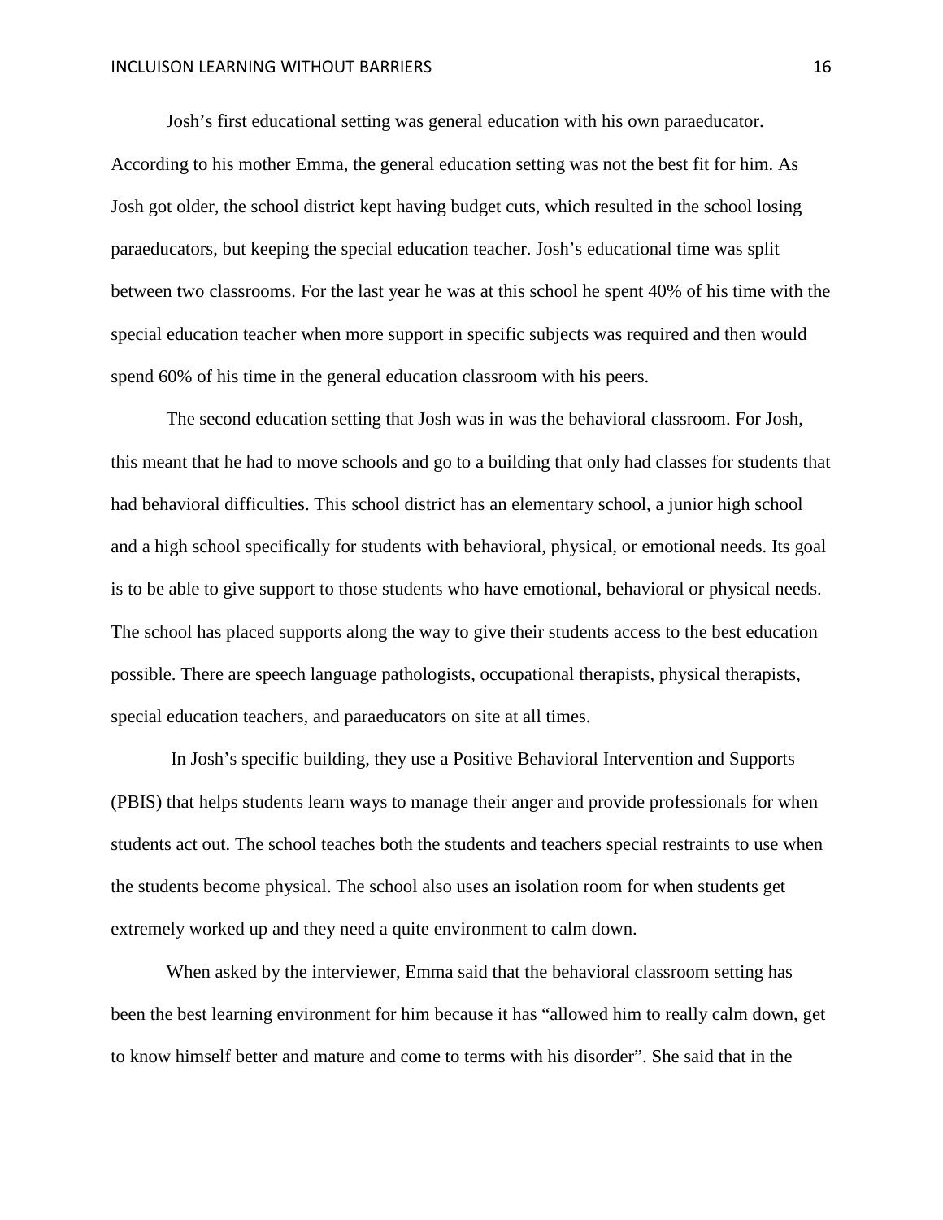Josh's first educational setting was general education with his own paraeducator. According to his mother Emma, the general education setting was not the best fit for him. As Josh got older, the school district kept having budget cuts, which resulted in the school losing paraeducators, but keeping the special education teacher. Josh's educational time was split between two classrooms. For the last year he was at this school he spent 40% of his time with the special education teacher when more support in specific subjects was required and then would spend 60% of his time in the general education classroom with his peers.

The second education setting that Josh was in was the behavioral classroom. For Josh, this meant that he had to move schools and go to a building that only had classes for students that had behavioral difficulties. This school district has an elementary school, a junior high school and a high school specifically for students with behavioral, physical, or emotional needs. Its goal is to be able to give support to those students who have emotional, behavioral or physical needs. The school has placed supports along the way to give their students access to the best education possible. There are speech language pathologists, occupational therapists, physical therapists, special education teachers, and paraeducators on site at all times.

In Josh's specific building, they use a Positive Behavioral Intervention and Supports (PBIS) that helps students learn ways to manage their anger and provide professionals for when students act out. The school teaches both the students and teachers special restraints to use when the students become physical. The school also uses an isolation room for when students get extremely worked up and they need a quite environment to calm down.

When asked by the interviewer, Emma said that the behavioral classroom setting has been the best learning environment for him because it has "allowed him to really calm down, get to know himself better and mature and come to terms with his disorder". She said that in the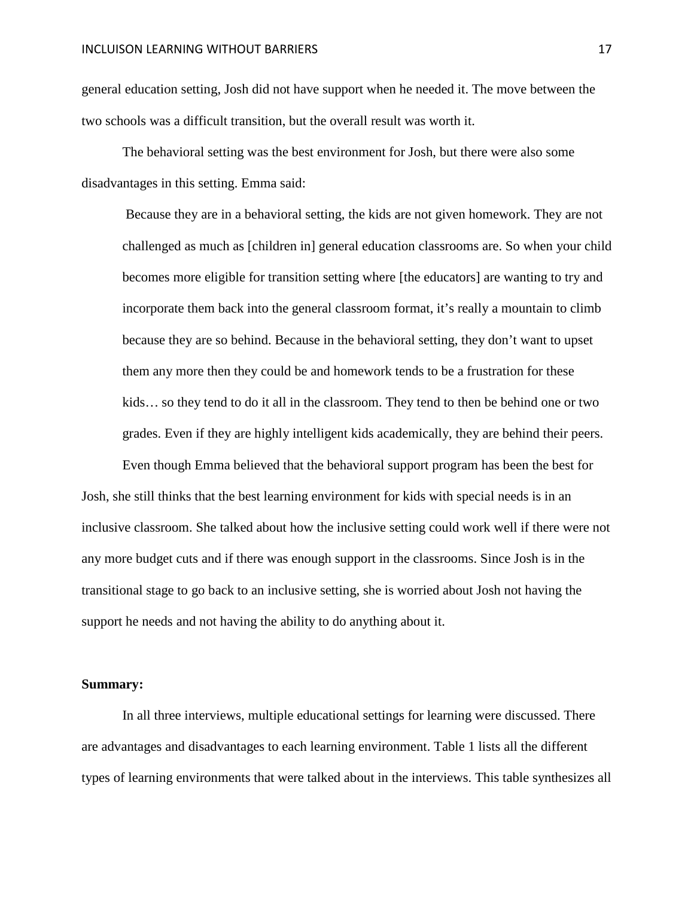general education setting, Josh did not have support when he needed it. The move between the two schools was a difficult transition, but the overall result was worth it.

The behavioral setting was the best environment for Josh, but there were also some disadvantages in this setting. Emma said:

> Because they are in a behavioral setting, the kids are not given homework. They are not challenged as much as [children in] general education classrooms are. So when your child becomes more eligible for transition setting where [the educators] are wanting to try and incorporate them back into the general classroom format, it's really a mountain to climb because they are so behind. Because in the behavioral setting, they don't want to upset them any more then they could be and homework tends to be a frustration for these kids… so they tend to do it all in the classroom. They tend to then be behind one or two grades. Even if they are highly intelligent kids academically, they are behind their peers.

Even though Emma believed that the behavioral support program has been the best for Josh, she still thinks that the best learning environment for kids with special needs is in an inclusive classroom. She talked about how the inclusive setting could work well if there were not any more budget cuts and if there was enough support in the classrooms. Since Josh is in the transitional stage to go back to an inclusive setting, she is worried about Josh not having the support he needs and not having the ability to do anything about it.

**Summary:**

In all three interviews, multiple educational settings for learning were discussed. There are advantages and disadvantages to each learning environment. Table 1 lists all the different types of learning environments that were talked about in the interviews. This table synthesizes all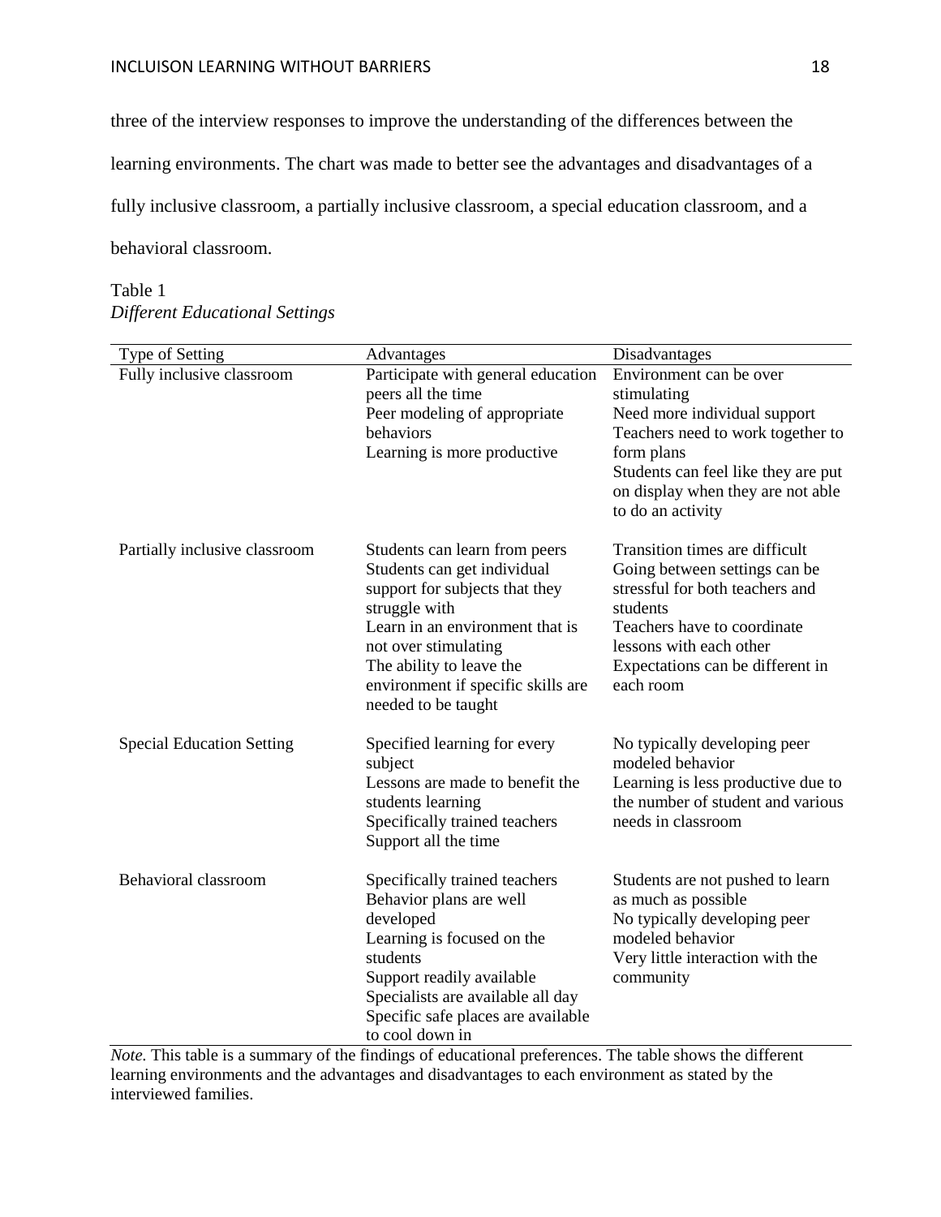three of the interview responses to improve the understanding of the differences between the learning environments. The chart was made to better see the advantages and disadvantages of a fully inclusive classroom, a partially inclusive classroom, a special education classroom, and a behavioral classroom.

Table 1
*Different Educational Settings*

| Type of Setting | Advantages | Disadvantages |
|---|---|---|
| Fully inclusive classroom | Participate with general education peers all the time<br>Peer modeling of appropriate behaviors<br>Learning is more productive | Environment can be over stimulating<br>Need more individual support<br>Teachers need to work together to form plans<br>Students can feel like they are put on display when they are not able to do an activity |
| Partially inclusive classroom | Students can learn from peers<br>Students can get individual support for subjects that they struggle with<br>Learn in an environment that is not over stimulating<br>The ability to leave the environment if specific skills are needed to be taught | Transition times are difficult<br>Going between settings can be stressful for both teachers and students<br>Teachers have to coordinate lessons with each other<br>Expectations can be different in each room |
| Special Education Setting | Specified learning for every subject<br>Lessons are made to benefit the students learning<br>Specifically trained teachers<br>Support all the time | No typically developing peer modeled behavior<br>Learning is less productive due to the number of student and various needs in classroom |
| Behavioral classroom | Specifically trained teachers<br>Behavior plans are well developed<br>Learning is focused on the students<br>Support readily available<br>Specialists are available all day<br>Specific safe places are available to cool down in | Students are not pushed to learn as much as possible<br>No typically developing peer modeled behavior<br>Very little interaction with the community |

*Note.* This table is a summary of the findings of educational preferences. The table shows the different learning environments and the advantages and disadvantages to each environment as stated by the interviewed families.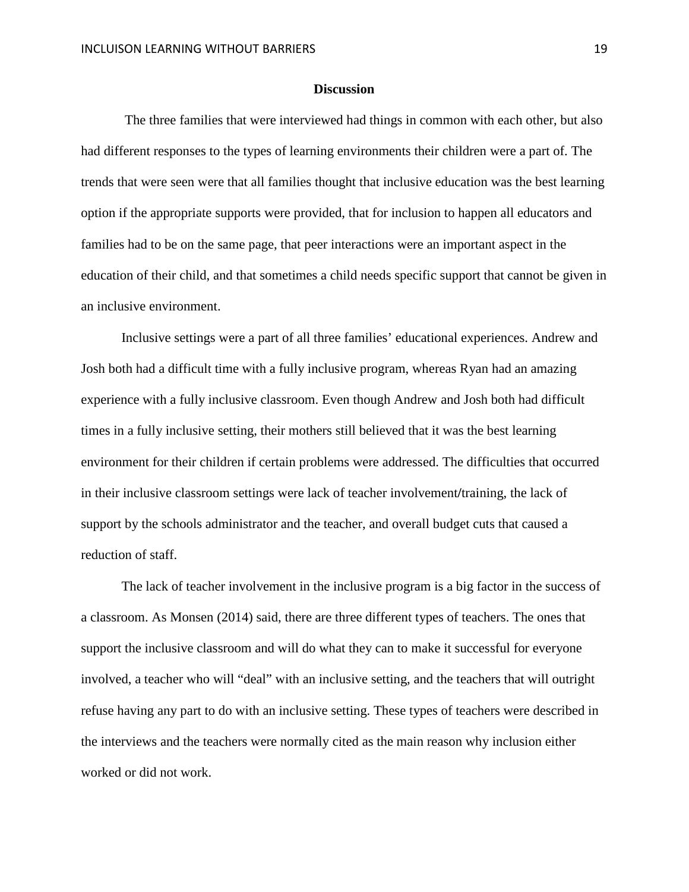## Discussion

The three families that were interviewed had things in common with each other, but also had different responses to the types of learning environments their children were a part of. The trends that were seen were that all families thought that inclusive education was the best learning option if the appropriate supports were provided, that for inclusion to happen all educators and families had to be on the same page, that peer interactions were an important aspect in the education of their child, and that sometimes a child needs specific support that cannot be given in an inclusive environment.

Inclusive settings were a part of all three families' educational experiences. Andrew and Josh both had a difficult time with a fully inclusive program, whereas Ryan had an amazing experience with a fully inclusive classroom. Even though Andrew and Josh both had difficult times in a fully inclusive setting, their mothers still believed that it was the best learning environment for their children if certain problems were addressed. The difficulties that occurred in their inclusive classroom settings were lack of teacher involvement/training, the lack of support by the schools administrator and the teacher, and overall budget cuts that caused a reduction of staff.

The lack of teacher involvement in the inclusive program is a big factor in the success of a classroom. As Monsen (2014) said, there are three different types of teachers. The ones that support the inclusive classroom and will do what they can to make it successful for everyone involved, a teacher who will "deal" with an inclusive setting, and the teachers that will outright refuse having any part to do with an inclusive setting. These types of teachers were described in the interviews and the teachers were normally cited as the main reason why inclusion either worked or did not work.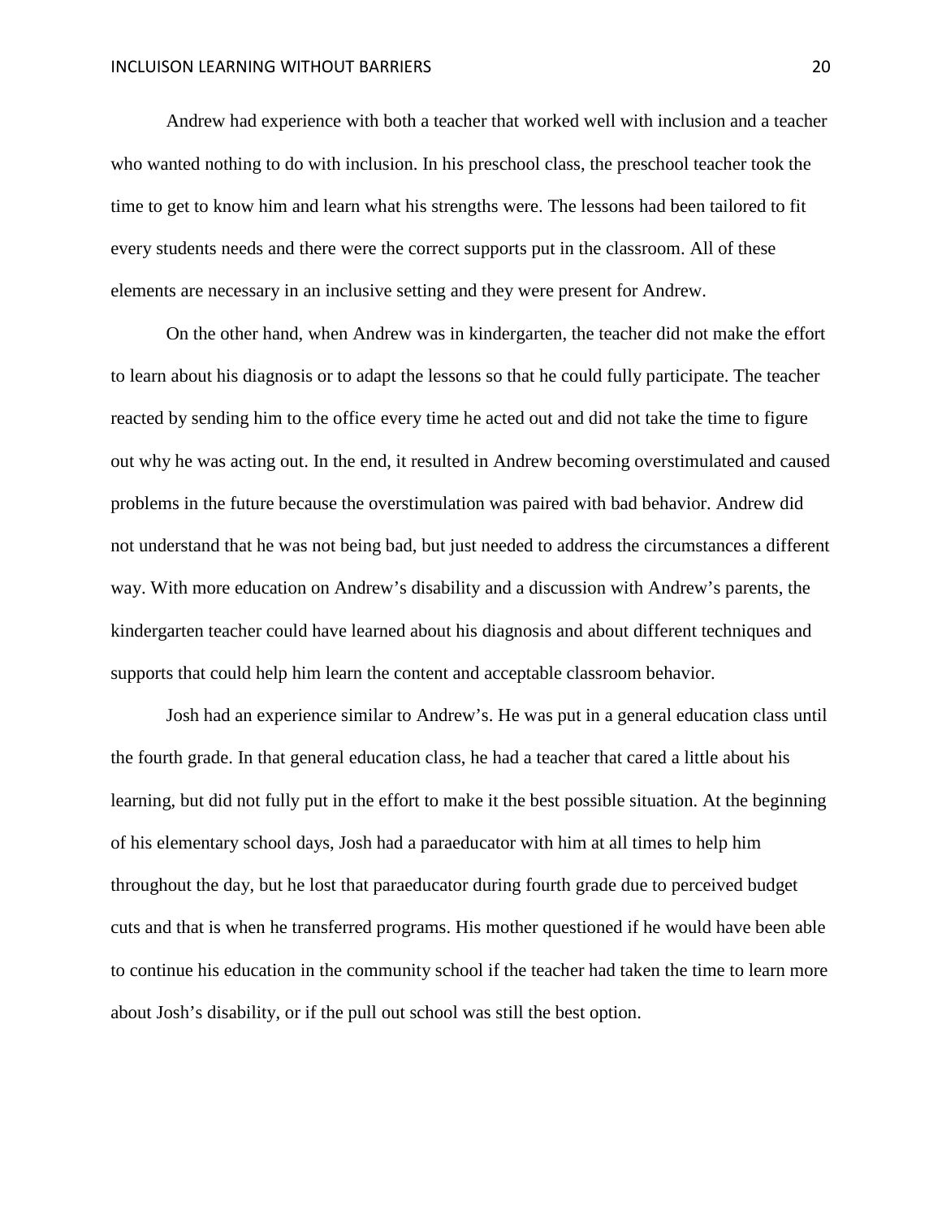Andrew had experience with both a teacher that worked well with inclusion and a teacher who wanted nothing to do with inclusion. In his preschool class, the preschool teacher took the time to get to know him and learn what his strengths were. The lessons had been tailored to fit every students needs and there were the correct supports put in the classroom. All of these elements are necessary in an inclusive setting and they were present for Andrew.

On the other hand, when Andrew was in kindergarten, the teacher did not make the effort to learn about his diagnosis or to adapt the lessons so that he could fully participate. The teacher reacted by sending him to the office every time he acted out and did not take the time to figure out why he was acting out. In the end, it resulted in Andrew becoming overstimulated and caused problems in the future because the overstimulation was paired with bad behavior. Andrew did not understand that he was not being bad, but just needed to address the circumstances a different way. With more education on Andrew's disability and a discussion with Andrew's parents, the kindergarten teacher could have learned about his diagnosis and about different techniques and supports that could help him learn the content and acceptable classroom behavior.

Josh had an experience similar to Andrew's. He was put in a general education class until the fourth grade. In that general education class, he had a teacher that cared a little about his learning, but did not fully put in the effort to make it the best possible situation. At the beginning of his elementary school days, Josh had a paraeducator with him at all times to help him throughout the day, but he lost that paraeducator during fourth grade due to perceived budget cuts and that is when he transferred programs. His mother questioned if he would have been able to continue his education in the community school if the teacher had taken the time to learn more about Josh's disability, or if the pull out school was still the best option.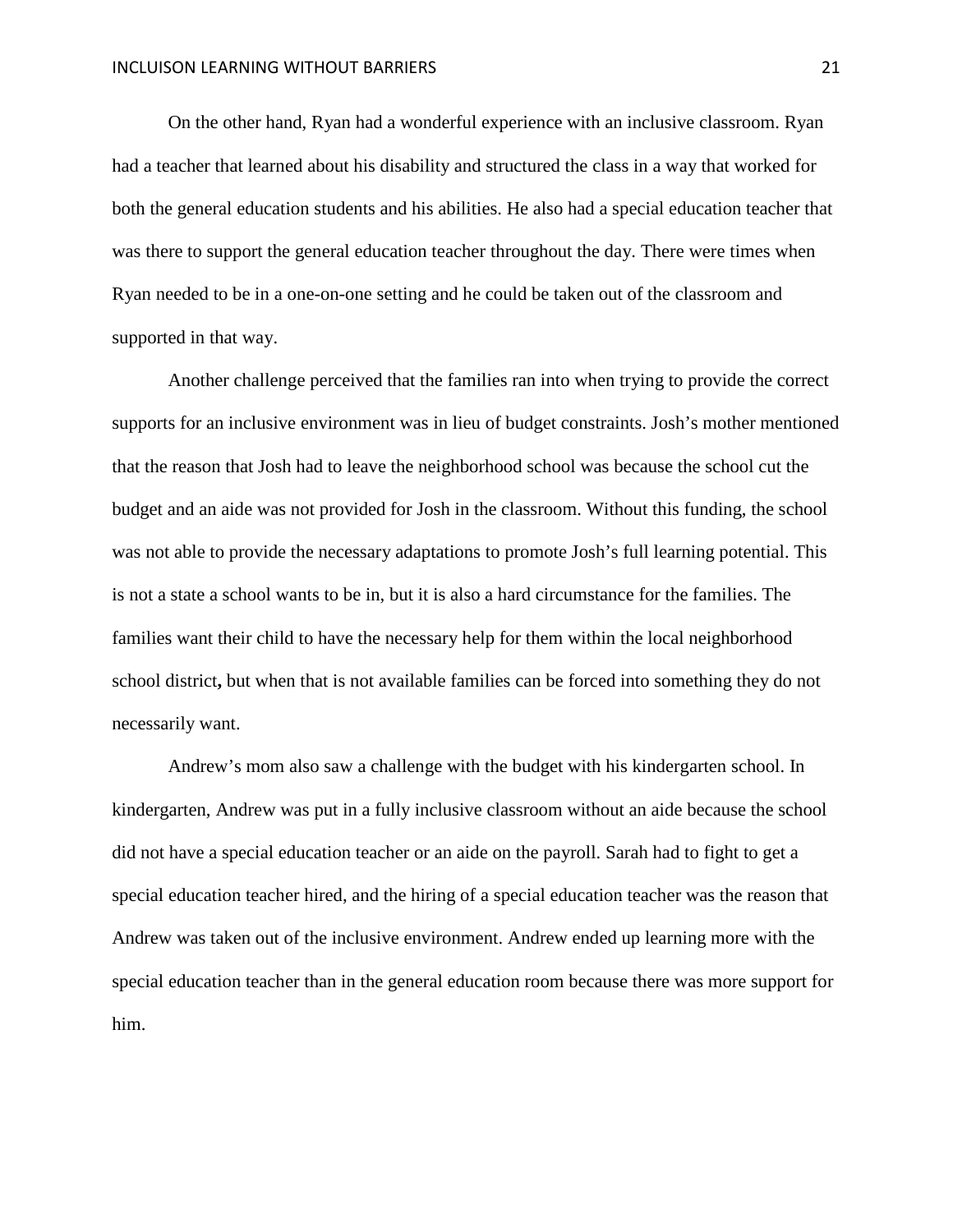On the other hand, Ryan had a wonderful experience with an inclusive classroom. Ryan had a teacher that learned about his disability and structured the class in a way that worked for both the general education students and his abilities. He also had a special education teacher that was there to support the general education teacher throughout the day. There were times when Ryan needed to be in a one-on-one setting and he could be taken out of the classroom and supported in that way.

Another challenge perceived that the families ran into when trying to provide the correct supports for an inclusive environment was in lieu of budget constraints. Josh's mother mentioned that the reason that Josh had to leave the neighborhood school was because the school cut the budget and an aide was not provided for Josh in the classroom. Without this funding, the school was not able to provide the necessary adaptations to promote Josh's full learning potential. This is not a state a school wants to be in, but it is also a hard circumstance for the families. The families want their child to have the necessary help for them within the local neighborhood school district**,** but when that is not available families can be forced into something they do not necessarily want.

Andrew's mom also saw a challenge with the budget with his kindergarten school. In kindergarten, Andrew was put in a fully inclusive classroom without an aide because the school did not have a special education teacher or an aide on the payroll. Sarah had to fight to get a special education teacher hired, and the hiring of a special education teacher was the reason that Andrew was taken out of the inclusive environment. Andrew ended up learning more with the special education teacher than in the general education room because there was more support for him.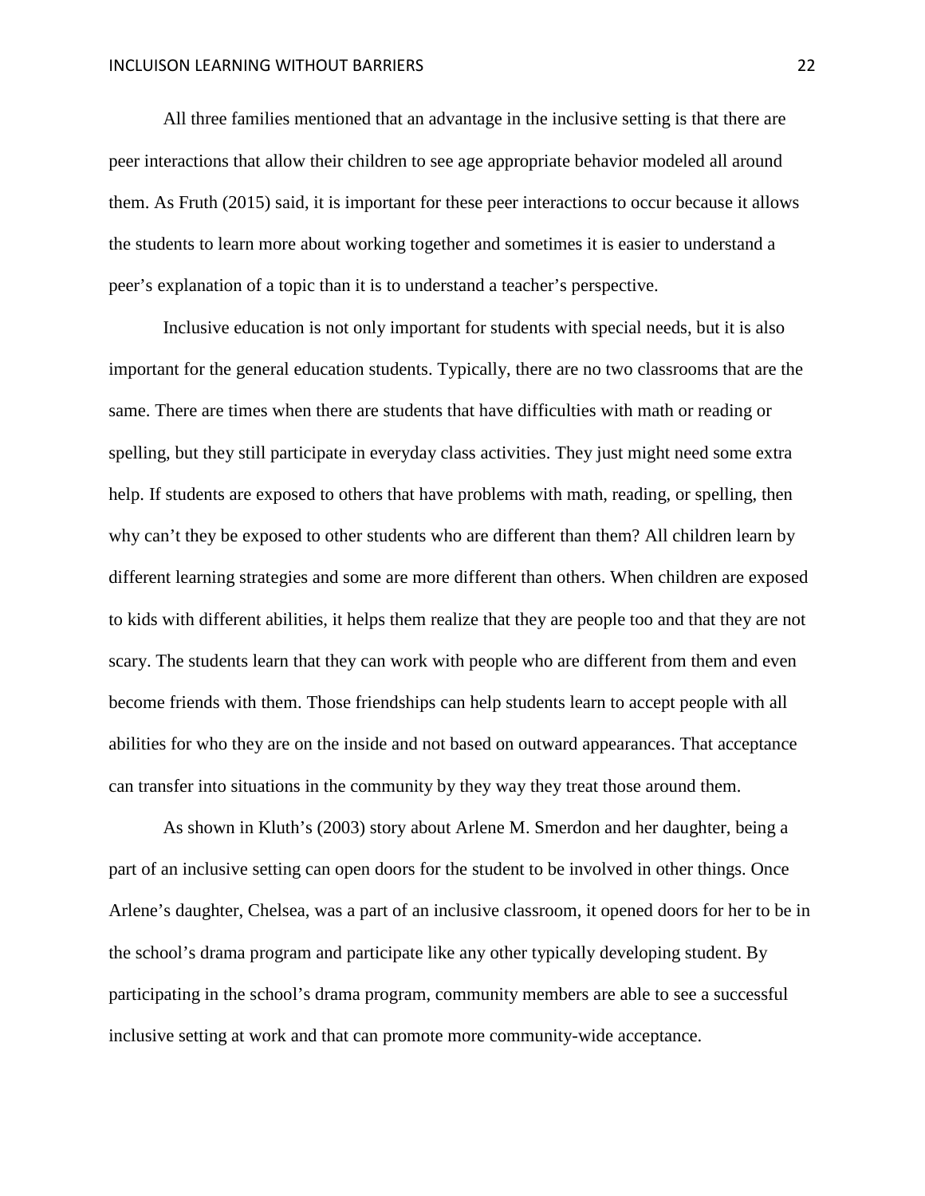All three families mentioned that an advantage in the inclusive setting is that there are peer interactions that allow their children to see age appropriate behavior modeled all around them. As Fruth (2015) said, it is important for these peer interactions to occur because it allows the students to learn more about working together and sometimes it is easier to understand a peer's explanation of a topic than it is to understand a teacher's perspective.

Inclusive education is not only important for students with special needs, but it is also important for the general education students. Typically, there are no two classrooms that are the same. There are times when there are students that have difficulties with math or reading or spelling, but they still participate in everyday class activities. They just might need some extra help. If students are exposed to others that have problems with math, reading, or spelling, then why can't they be exposed to other students who are different than them? All children learn by different learning strategies and some are more different than others. When children are exposed to kids with different abilities, it helps them realize that they are people too and that they are not scary. The students learn that they can work with people who are different from them and even become friends with them. Those friendships can help students learn to accept people with all abilities for who they are on the inside and not based on outward appearances. That acceptance can transfer into situations in the community by they way they treat those around them.

As shown in Kluth's (2003) story about Arlene M. Smerdon and her daughter, being a part of an inclusive setting can open doors for the student to be involved in other things. Once Arlene's daughter, Chelsea, was a part of an inclusive classroom, it opened doors for her to be in the school's drama program and participate like any other typically developing student. By participating in the school's drama program, community members are able to see a successful inclusive setting at work and that can promote more community-wide acceptance.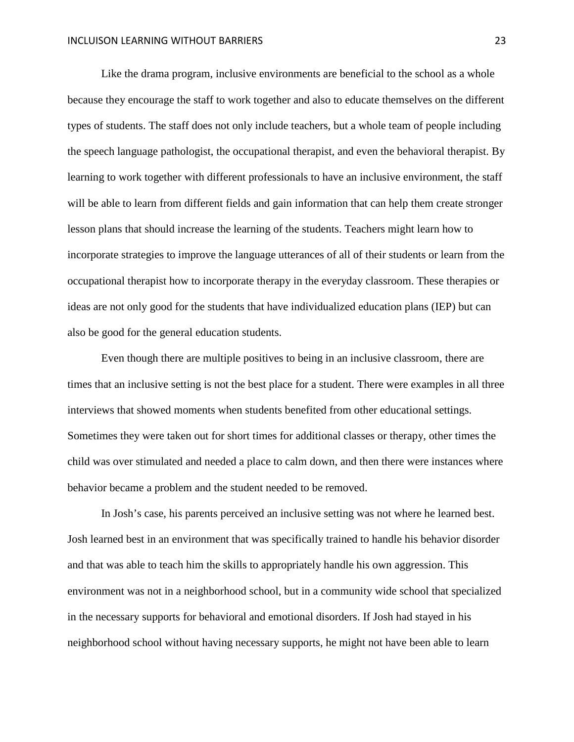Like the drama program, inclusive environments are beneficial to the school as a whole because they encourage the staff to work together and also to educate themselves on the different types of students. The staff does not only include teachers, but a whole team of people including the speech language pathologist, the occupational therapist, and even the behavioral therapist. By learning to work together with different professionals to have an inclusive environment, the staff will be able to learn from different fields and gain information that can help them create stronger lesson plans that should increase the learning of the students. Teachers might learn how to incorporate strategies to improve the language utterances of all of their students or learn from the occupational therapist how to incorporate therapy in the everyday classroom. These therapies or ideas are not only good for the students that have individualized education plans (IEP) but can also be good for the general education students.

Even though there are multiple positives to being in an inclusive classroom, there are times that an inclusive setting is not the best place for a student. There were examples in all three interviews that showed moments when students benefited from other educational settings. Sometimes they were taken out for short times for additional classes or therapy, other times the child was over stimulated and needed a place to calm down, and then there were instances where behavior became a problem and the student needed to be removed.

In Josh's case, his parents perceived an inclusive setting was not where he learned best. Josh learned best in an environment that was specifically trained to handle his behavior disorder and that was able to teach him the skills to appropriately handle his own aggression. This environment was not in a neighborhood school, but in a community wide school that specialized in the necessary supports for behavioral and emotional disorders. If Josh had stayed in his neighborhood school without having necessary supports, he might not have been able to learn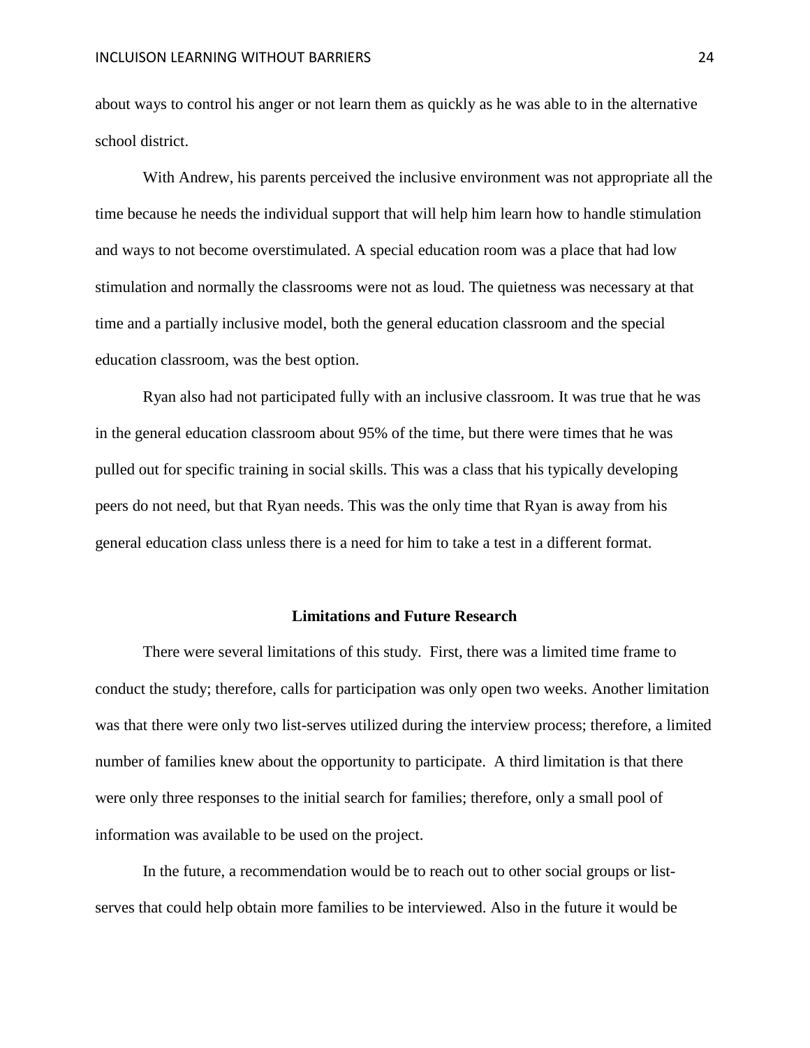about ways to control his anger or not learn them as quickly as he was able to in the alternative school district.

With Andrew, his parents perceived the inclusive environment was not appropriate all the time because he needs the individual support that will help him learn how to handle stimulation and ways to not become overstimulated. A special education room was a place that had low stimulation and normally the classrooms were not as loud. The quietness was necessary at that time and a partially inclusive model, both the general education classroom and the special education classroom, was the best option.

Ryan also had not participated fully with an inclusive classroom. It was true that he was in the general education classroom about 95% of the time, but there were times that he was pulled out for specific training in social skills. This was a class that his typically developing peers do not need, but that Ryan needs. This was the only time that Ryan is away from his general education class unless there is a need for him to take a test in a different format.

## Limitations and Future Research

There were several limitations of this study. First, there was a limited time frame to conduct the study; therefore, calls for participation was only open two weeks. Another limitation was that there were only two list-serves utilized during the interview process; therefore, a limited number of families knew about the opportunity to participate. A third limitation is that there were only three responses to the initial search for families; therefore, only a small pool of information was available to be used on the project.

In the future, a recommendation would be to reach out to other social groups or list-serves that could help obtain more families to be interviewed. Also in the future it would be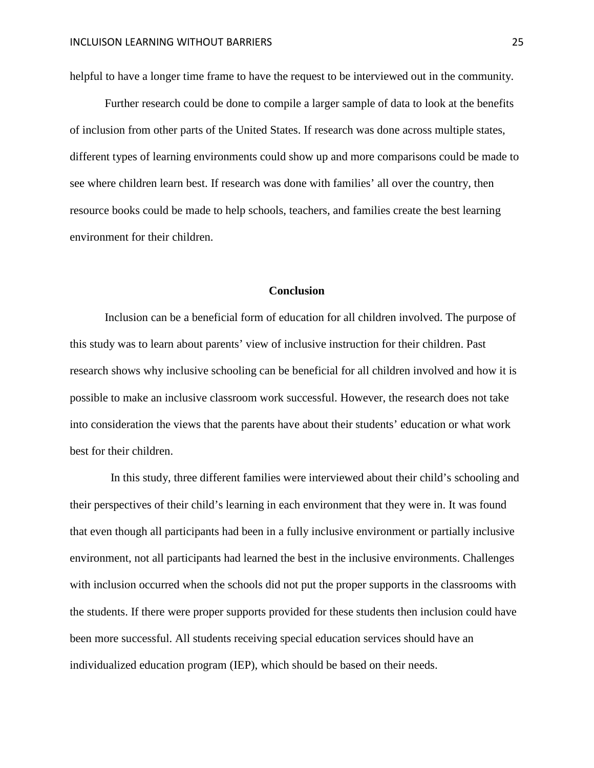helpful to have a longer time frame to have the request to be interviewed out in the community.

Further research could be done to compile a larger sample of data to look at the benefits of inclusion from other parts of the United States. If research was done across multiple states, different types of learning environments could show up and more comparisons could be made to see where children learn best. If research was done with families' all over the country, then resource books could be made to help schools, teachers, and families create the best learning environment for their children.

## Conclusion

Inclusion can be a beneficial form of education for all children involved. The purpose of this study was to learn about parents' view of inclusive instruction for their children. Past research shows why inclusive schooling can be beneficial for all children involved and how it is possible to make an inclusive classroom work successful. However, the research does not take into consideration the views that the parents have about their students' education or what work best for their children.

In this study, three different families were interviewed about their child's schooling and their perspectives of their child's learning in each environment that they were in. It was found that even though all participants had been in a fully inclusive environment or partially inclusive environment, not all participants had learned the best in the inclusive environments. Challenges with inclusion occurred when the schools did not put the proper supports in the classrooms with the students. If there were proper supports provided for these students then inclusion could have been more successful. All students receiving special education services should have an individualized education program (IEP), which should be based on their needs.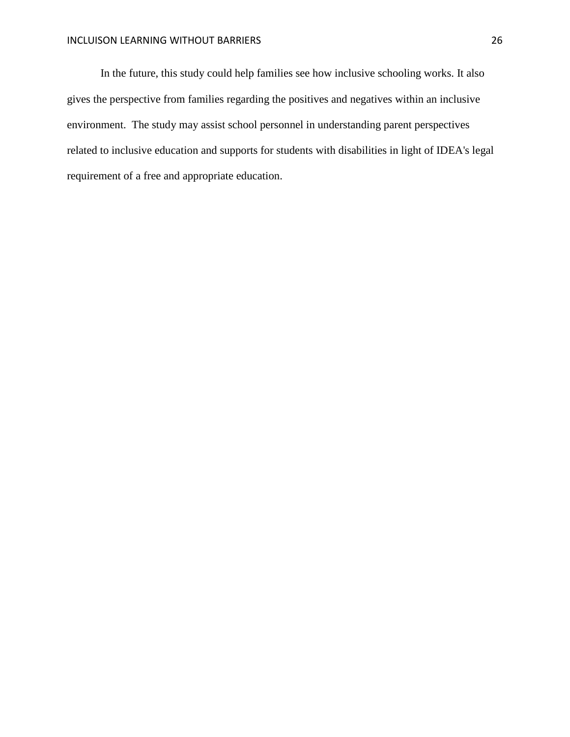In the future, this study could help families see how inclusive schooling works. It also gives the perspective from families regarding the positives and negatives within an inclusive environment. The study may assist school personnel in understanding parent perspectives related to inclusive education and supports for students with disabilities in light of IDEA's legal requirement of a free and appropriate education.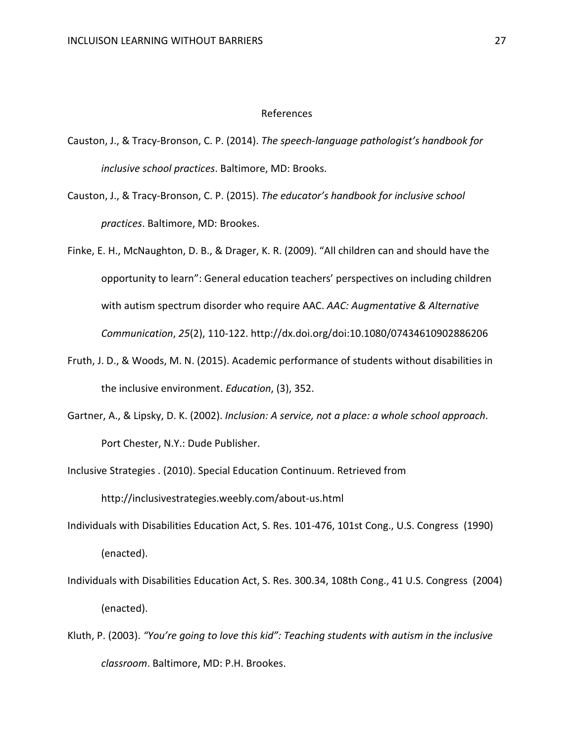## References

Causton, J., & Tracy-Bronson, C. P. (2014). *The speech-language pathologist's handbook for inclusive school practices*. Baltimore, MD: Brooks.

Causton, J., & Tracy-Bronson, C. P. (2015). *The educator's handbook for inclusive school practices*. Baltimore, MD: Brookes.

Finke, E. H., McNaughton, D. B., & Drager, K. R. (2009). "All children can and should have the opportunity to learn": General education teachers' perspectives on including children with autism spectrum disorder who require AAC. *AAC: Augmentative & Alternative Communication*, *25*(2), 110-122. http://dx.doi.org/doi:10.1080/07434610902886206

Fruth, J. D., & Woods, M. N. (2015). Academic performance of students without disabilities in the inclusive environment. *Education*, (3), 352.

Gartner, A., & Lipsky, D. K. (2002). *Inclusion: A service, not a place: a whole school approach*. Port Chester, N.Y.: Dude Publisher.

Inclusive Strategies . (2010). Special Education Continuum. Retrieved from http://inclusivestrategies.weebly.com/about-us.html

Individuals with Disabilities Education Act, S. Res. 101-476, 101st Cong., U.S. Congress (1990) (enacted).

Individuals with Disabilities Education Act, S. Res. 300.34, 108th Cong., 41 U.S. Congress (2004) (enacted).

Kluth, P. (2003). *"You're going to love this kid": Teaching students with autism in the inclusive classroom*. Baltimore, MD: P.H. Brookes.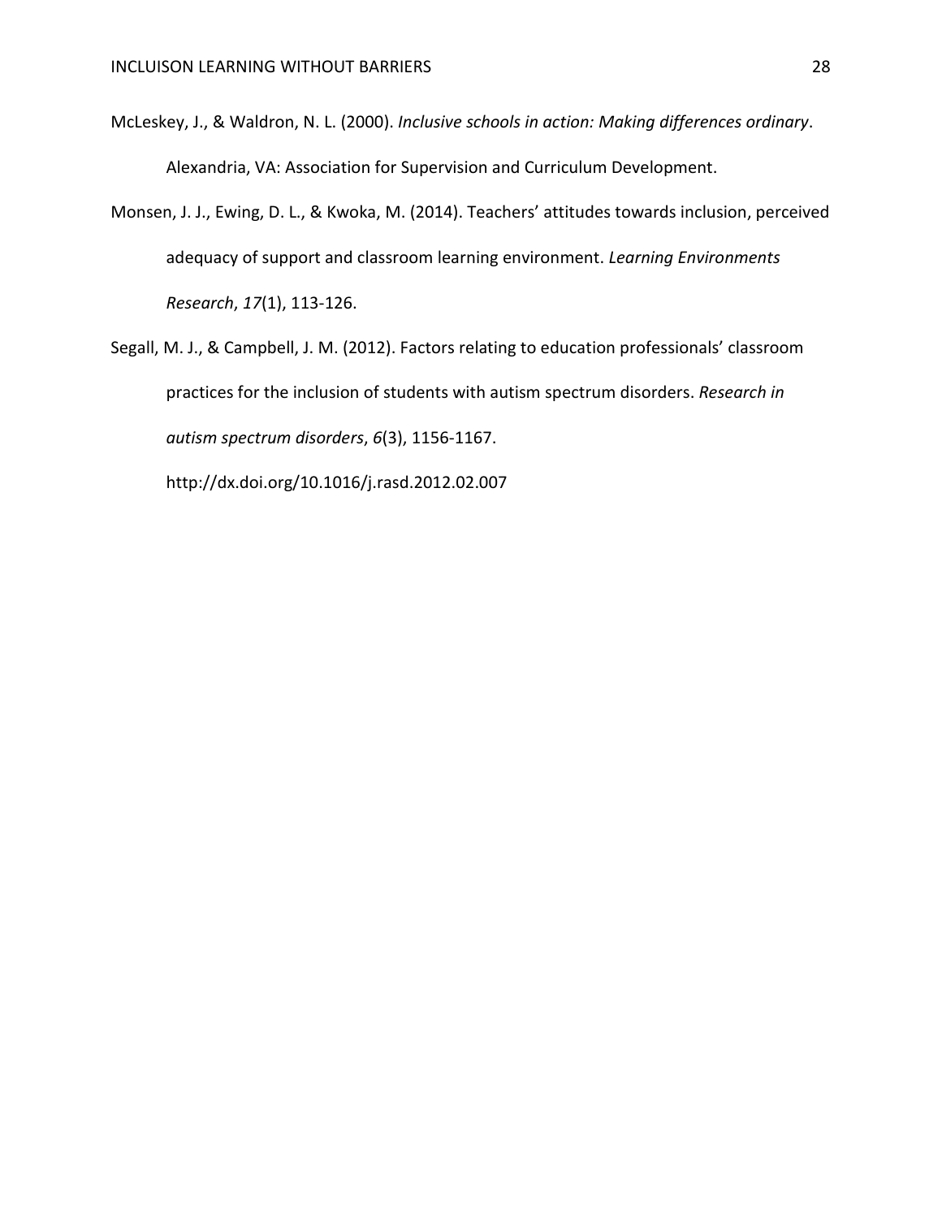McLeskey, J., & Waldron, N. L. (2000). *Inclusive schools in action: Making differences ordinary*. Alexandria, VA: Association for Supervision and Curriculum Development.

Monsen, J. J., Ewing, D. L., & Kwoka, M. (2014). Teachers' attitudes towards inclusion, perceived adequacy of support and classroom learning environment. *Learning Environments Research*, *17*(1), 113-126.

Segall, M. J., & Campbell, J. M. (2012). Factors relating to education professionals' classroom practices for the inclusion of students with autism spectrum disorders. *Research in autism spectrum disorders*, *6*(3), 1156-1167. http://dx.doi.org/10.1016/j.rasd.2012.02.007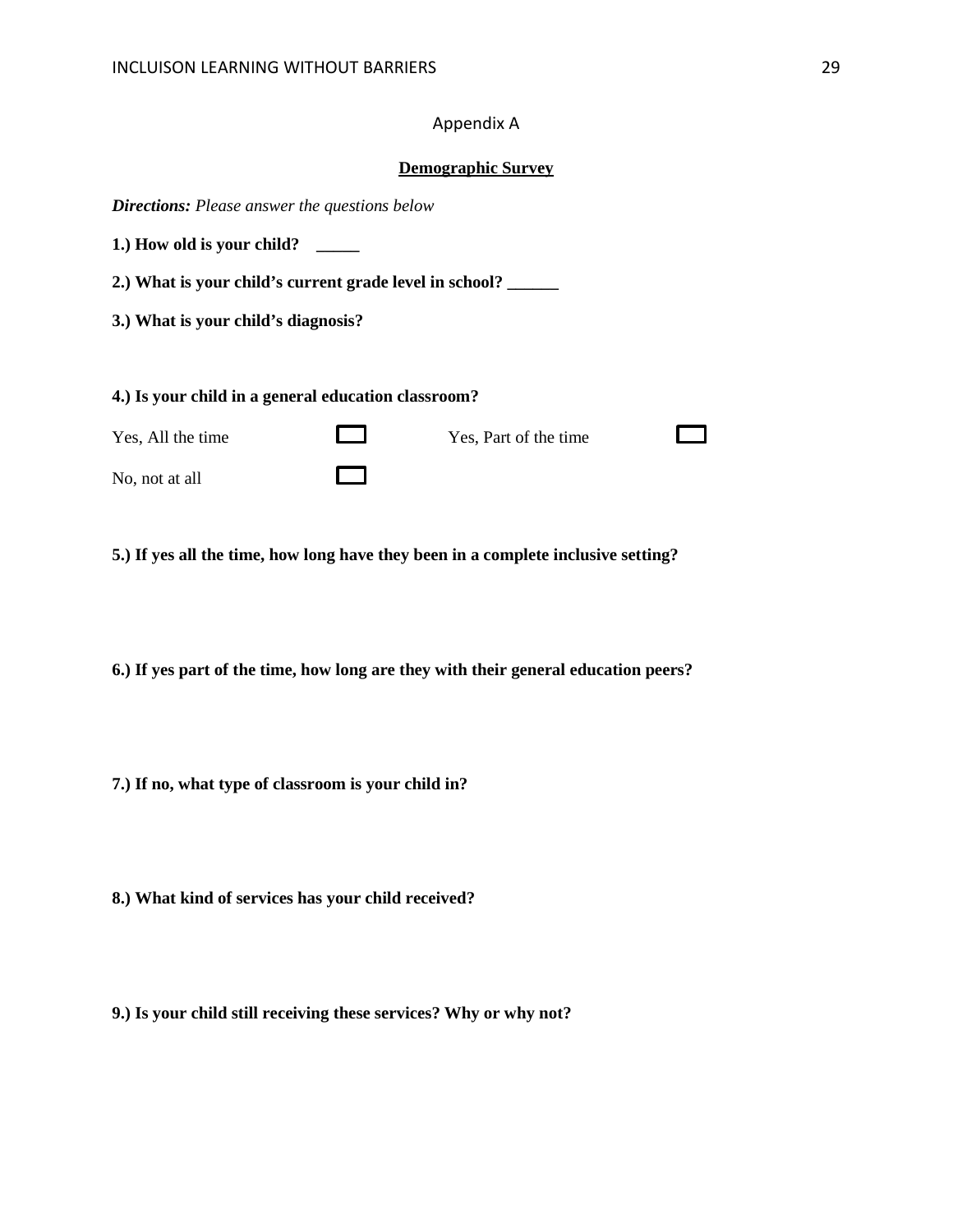Appendix A

**Demographic Survey**

***Directions:*** *Please answer the questions below*

**1.) How old is your child? _____**

**2.) What is your child's current grade level in school? ______**

**3.) What is your child's diagnosis?**

**4.) Is your child in a general education classroom?**

Yes, All the time ☐ Yes, Part of the time ☐

No, not at all ☐

**5.) If yes all the time, how long have they been in a complete inclusive setting?**

**6.) If yes part of the time, how long are they with their general education peers?**

**7.) If no, what type of classroom is your child in?**

**8.) What kind of services has your child received?**

**9.) Is your child still receiving these services? Why or why not?**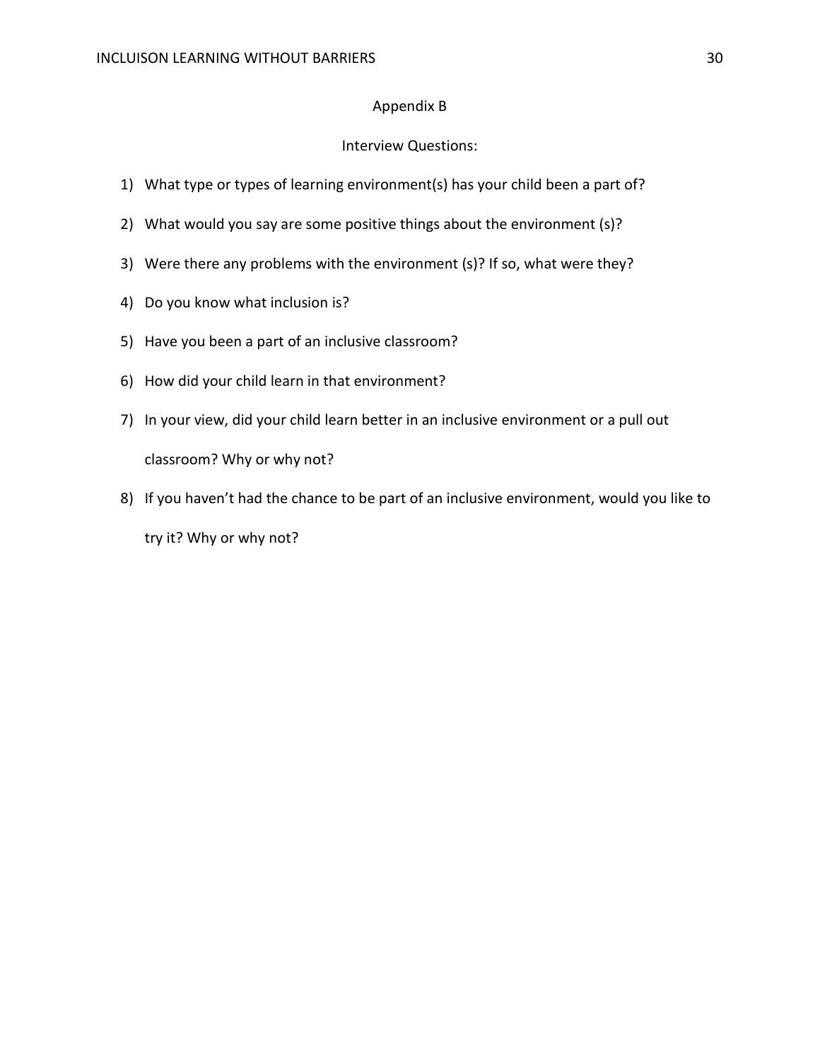## Appendix B

### Interview Questions:

1) What type or types of learning environment(s) has your child been a part of?
2) What would you say are some positive things about the environment (s)?
3) Were there any problems with the environment (s)? If so, what were they?
4) Do you know what inclusion is?
5) Have you been a part of an inclusive classroom?
6) How did your child learn in that environment?
7) In your view, did your child learn better in an inclusive environment or a pull out classroom? Why or why not?
8) If you haven't had the chance to be part of an inclusive environment, would you like to try it? Why or why not?